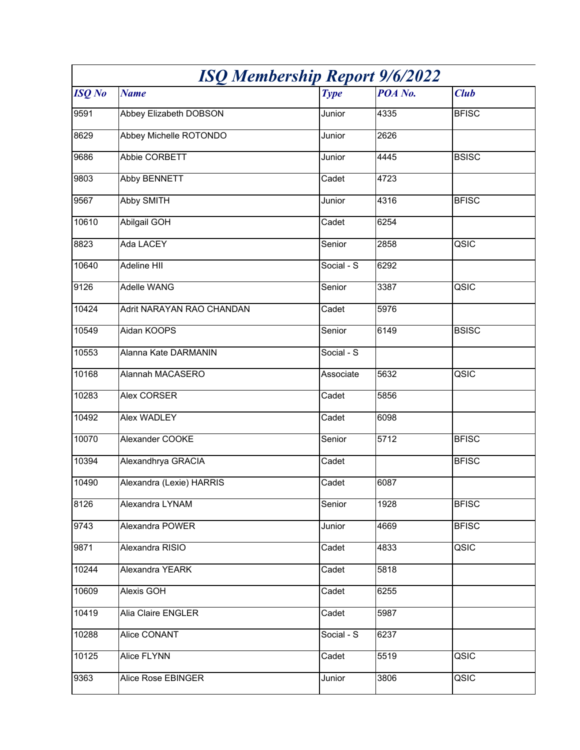# *ISQ Membership Report 9/6/2022*

| *ISQ No* | *Name* | *Type* | *POA No.* | *Club* |
|---|---|---|---|---|
| 9591 | Abbey Elizabeth DOBSON | Junior | 4335 | BFISC |
| 8629 | Abbey Michelle ROTONDO | Junior | 2626 | |
| 9686 | Abbie CORBETT | Junior | 4445 | BSISC |
| 9803 | Abby BENNETT | Cadet | 4723 | |
| 9567 | Abby SMITH | Junior | 4316 | BFISC |
| 10610 | Abilgail GOH | Cadet | 6254 | |
| 8823 | Ada LACEY | Senior | 2858 | QSIC |
| 10640 | Adeline HII | Social - S | 6292 | |
| 9126 | Adelle WANG | Senior | 3387 | QSIC |
| 10424 | Adrit NARAYAN RAO CHANDAN | Cadet | 5976 | |
| 10549 | Aidan KOOPS | Senior | 6149 | BSISC |
| 10553 | Alanna Kate DARMANIN | Social - S | | |
| 10168 | Alannah MACASERO | Associate | 5632 | QSIC |
| 10283 | Alex CORSER | Cadet | 5856 | |
| 10492 | Alex WADLEY | Cadet | 6098 | |
| 10070 | Alexander COOKE | Senior | 5712 | BFISC |
| 10394 | Alexandhrya GRACIA | Cadet | | BFISC |
| 10490 | Alexandra (Lexie) HARRIS | Cadet | 6087 | |
| 8126 | Alexandra LYNAM | Senior | 1928 | BFISC |
| 9743 | Alexandra POWER | Junior | 4669 | BFISC |
| 9871 | Alexandra RISIO | Cadet | 4833 | QSIC |
| 10244 | Alexandra YEARK | Cadet | 5818 | |
| 10609 | Alexis GOH | Cadet | 6255 | |
| 10419 | Alia Claire ENGLER | Cadet | 5987 | |
| 10288 | Alice CONANT | Social - S | 6237 | |
| 10125 | Alice FLYNN | Cadet | 5519 | QSIC |
| 9363 | Alice Rose EBINGER | Junior | 3806 | QSIC |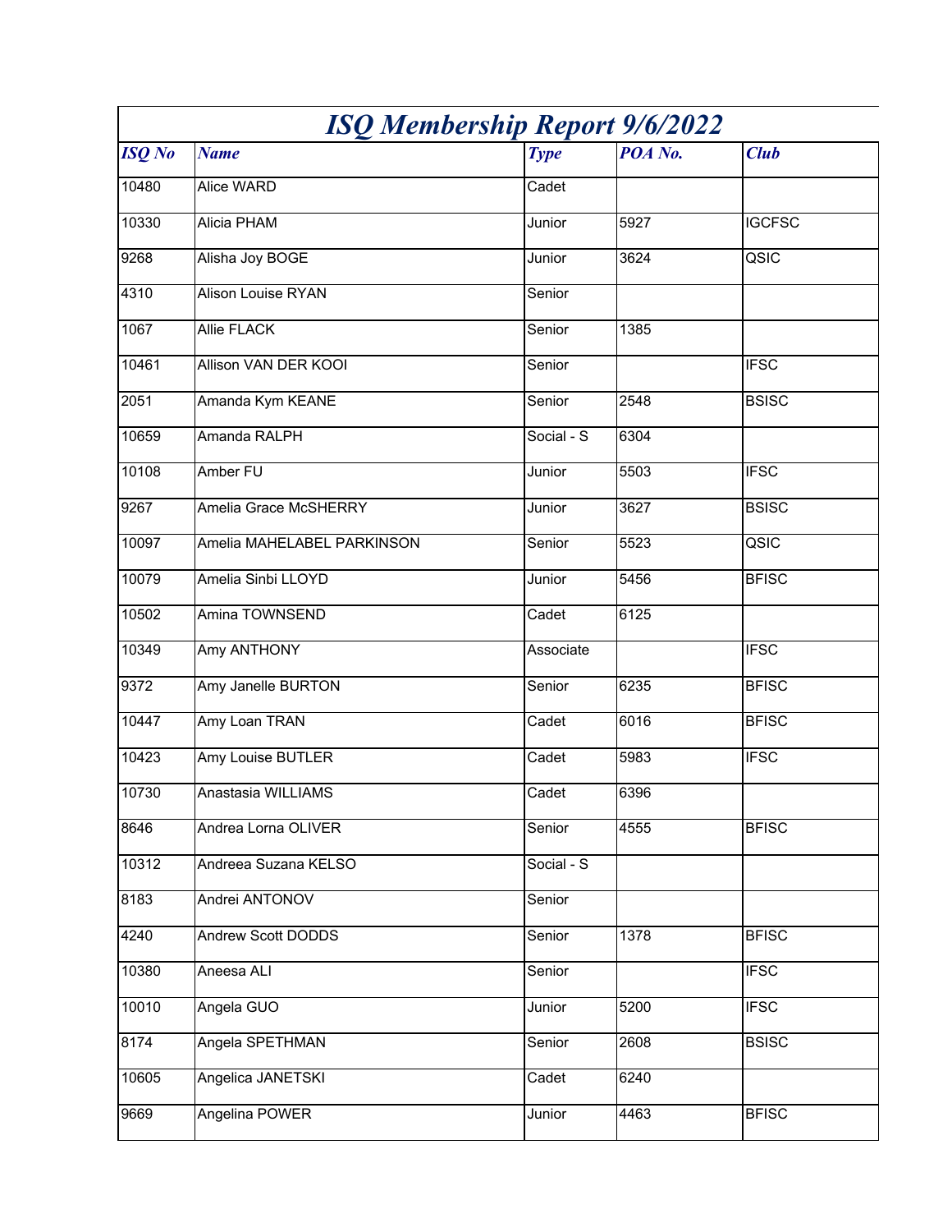# ISQ Membership Report 9/6/2022

| ISQ No | Name | Type | POA No. | Club |
|---|---|---|---|---|
| 10480 | Alice WARD | Cadet | | |
| 10330 | Alicia PHAM | Junior | 5927 | IGCFSC |
| 9268 | Alisha Joy BOGE | Junior | 3624 | QSIC |
| 4310 | Alison Louise RYAN | Senior | | |
| 1067 | Allie FLACK | Senior | 1385 | |
| 10461 | Allison VAN DER KOOI | Senior | | IFSC |
| 2051 | Amanda Kym KEANE | Senior | 2548 | BSISC |
| 10659 | Amanda RALPH | Social - S | 6304 | |
| 10108 | Amber FU | Junior | 5503 | IFSC |
| 9267 | Amelia Grace McSHERRY | Junior | 3627 | BSISC |
| 10097 | Amelia MAHELABEL PARKINSON | Senior | 5523 | QSIC |
| 10079 | Amelia Sinbi LLOYD | Junior | 5456 | BFISC |
| 10502 | Amina TOWNSEND | Cadet | 6125 | |
| 10349 | Amy ANTHONY | Associate | | IFSC |
| 9372 | Amy Janelle BURTON | Senior | 6235 | BFISC |
| 10447 | Amy Loan TRAN | Cadet | 6016 | BFISC |
| 10423 | Amy Louise BUTLER | Cadet | 5983 | IFSC |
| 10730 | Anastasia WILLIAMS | Cadet | 6396 | |
| 8646 | Andrea Lorna OLIVER | Senior | 4555 | BFISC |
| 10312 | Andreea Suzana KELSO | Social - S | | |
| 8183 | Andrei ANTONOV | Senior | | |
| 4240 | Andrew Scott DODDS | Senior | 1378 | BFISC |
| 10380 | Aneesa ALI | Senior | | IFSC |
| 10010 | Angela GUO | Junior | 5200 | IFSC |
| 8174 | Angela SPETHMAN | Senior | 2608 | BSISC |
| 10605 | Angelica JANETSKI | Cadet | 6240 | |
| 9669 | Angelina POWER | Junior | 4463 | BFISC |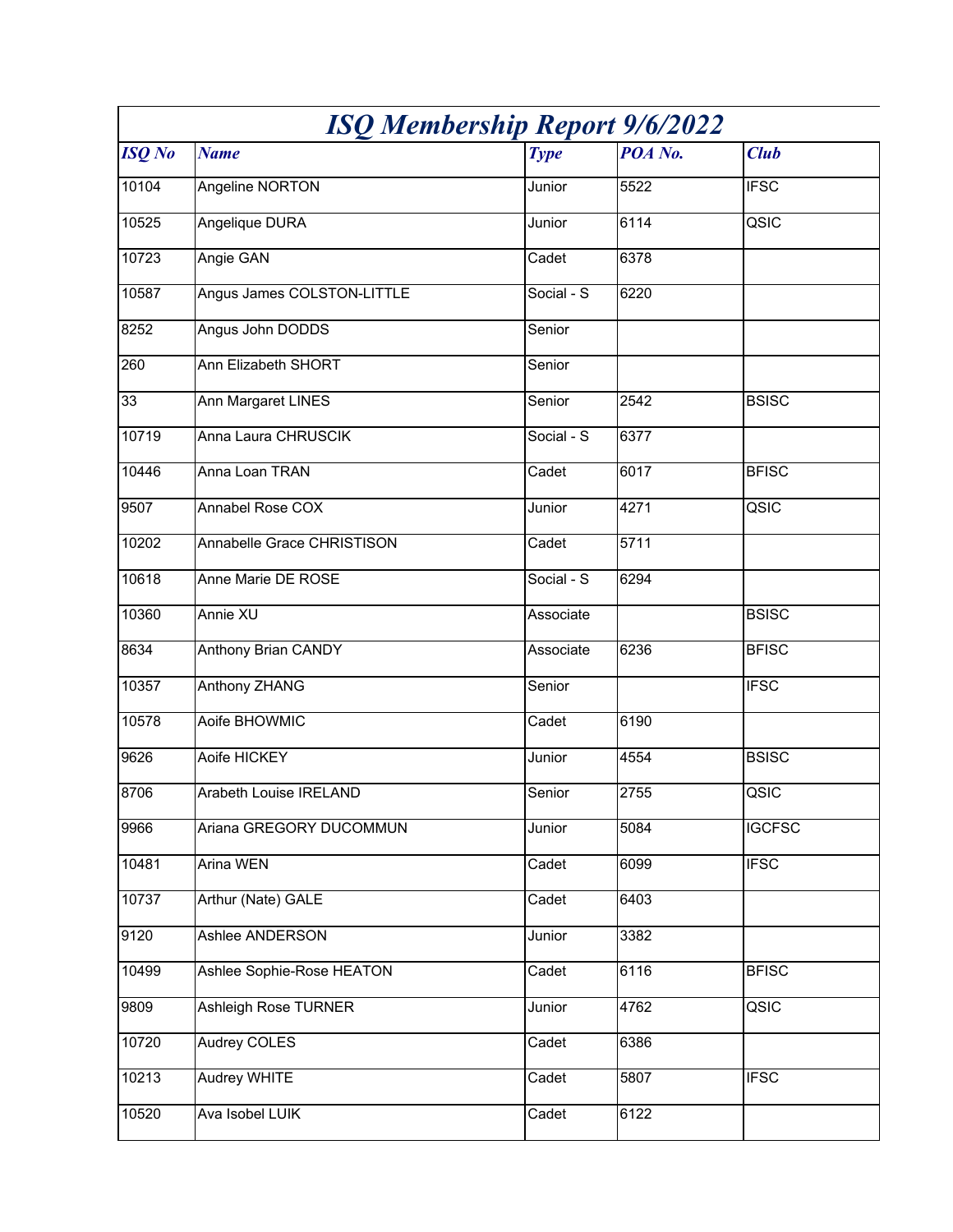# *ISQ Membership Report 9/6/2022*

| *ISQ No* | *Name* | *Type* | *POA No.* | *Club* |
|---|---|---|---|---|
| 10104 | Angeline NORTON | Junior | 5522 | IFSC |
| 10525 | Angelique DURA | Junior | 6114 | QSIC |
| 10723 | Angie GAN | Cadet | 6378 | |
| 10587 | Angus James COLSTON-LITTLE | Social - S | 6220 | |
| 8252 | Angus John DODDS | Senior | | |
| 260 | Ann Elizabeth SHORT | Senior | | |
| 33 | Ann Margaret LINES | Senior | 2542 | BSISC |
| 10719 | Anna Laura CHRUSCIK | Social - S | 6377 | |
| 10446 | Anna Loan TRAN | Cadet | 6017 | BFISC |
| 9507 | Annabel Rose COX | Junior | 4271 | QSIC |
| 10202 | Annabelle Grace CHRISTISON | Cadet | 5711 | |
| 10618 | Anne Marie DE ROSE | Social - S | 6294 | |
| 10360 | Annie XU | Associate | | BSISC |
| 8634 | Anthony Brian CANDY | Associate | 6236 | BFISC |
| 10357 | Anthony ZHANG | Senior | | IFSC |
| 10578 | Aoife BHOWMIC | Cadet | 6190 | |
| 9626 | Aoife HICKEY | Junior | 4554 | BSISC |
| 8706 | Arabeth Louise IRELAND | Senior | 2755 | QSIC |
| 9966 | Ariana GREGORY DUCOMMUN | Junior | 5084 | IGCFSC |
| 10481 | Arina WEN | Cadet | 6099 | IFSC |
| 10737 | Arthur (Nate) GALE | Cadet | 6403 | |
| 9120 | Ashlee ANDERSON | Junior | 3382 | |
| 10499 | Ashlee Sophie-Rose HEATON | Cadet | 6116 | BFISC |
| 9809 | Ashleigh Rose TURNER | Junior | 4762 | QSIC |
| 10720 | Audrey COLES | Cadet | 6386 | |
| 10213 | Audrey WHITE | Cadet | 5807 | IFSC |
| 10520 | Ava Isobel LUIK | Cadet | 6122 | |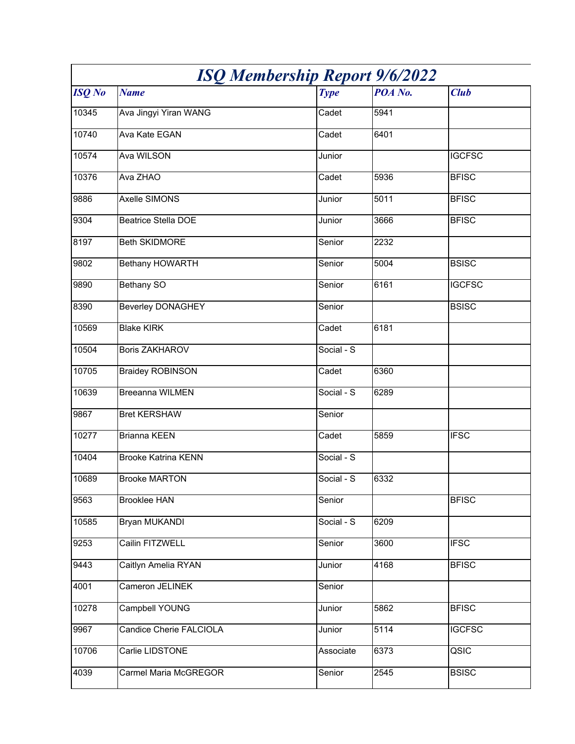# *ISQ Membership Report 9/6/2022*

| *ISQ No* | *Name* | *Type* | *POA No.* | *Club* |
|---|---|---|---|---|
| 10345 | Ava Jingyi Yiran WANG | Cadet | 5941 | |
| 10740 | Ava Kate EGAN | Cadet | 6401 | |
| 10574 | Ava WILSON | Junior | | IGCFSC |
| 10376 | Ava ZHAO | Cadet | 5936 | BFISC |
| 9886 | Axelle SIMONS | Junior | 5011 | BFISC |
| 9304 | Beatrice Stella DOE | Junior | 3666 | BFISC |
| 8197 | Beth SKIDMORE | Senior | 2232 | |
| 9802 | Bethany HOWARTH | Senior | 5004 | BSISC |
| 9890 | Bethany SO | Senior | 6161 | IGCFSC |
| 8390 | Beverley DONAGHEY | Senior | | BSISC |
| 10569 | Blake KIRK | Cadet | 6181 | |
| 10504 | Boris ZAKHAROV | Social - S | | |
| 10705 | Braidey ROBINSON | Cadet | 6360 | |
| 10639 | Breeanna WILMEN | Social - S | 6289 | |
| 9867 | Bret KERSHAW | Senior | | |
| 10277 | Brianna KEEN | Cadet | 5859 | IFSC |
| 10404 | Brooke Katrina KENN | Social - S | | |
| 10689 | Brooke MARTON | Social - S | 6332 | |
| 9563 | Brooklee HAN | Senior | | BFISC |
| 10585 | Bryan MUKANDI | Social - S | 6209 | |
| 9253 | Cailin FITZWELL | Senior | 3600 | IFSC |
| 9443 | Caitlyn Amelia RYAN | Junior | 4168 | BFISC |
| 4001 | Cameron JELINEK | Senior | | |
| 10278 | Campbell YOUNG | Junior | 5862 | BFISC |
| 9967 | Candice Cherie FALCIOLA | Junior | 5114 | IGCFSC |
| 10706 | Carlie LIDSTONE | Associate | 6373 | QSIC |
| 4039 | Carmel Maria McGREGOR | Senior | 2545 | BSISC |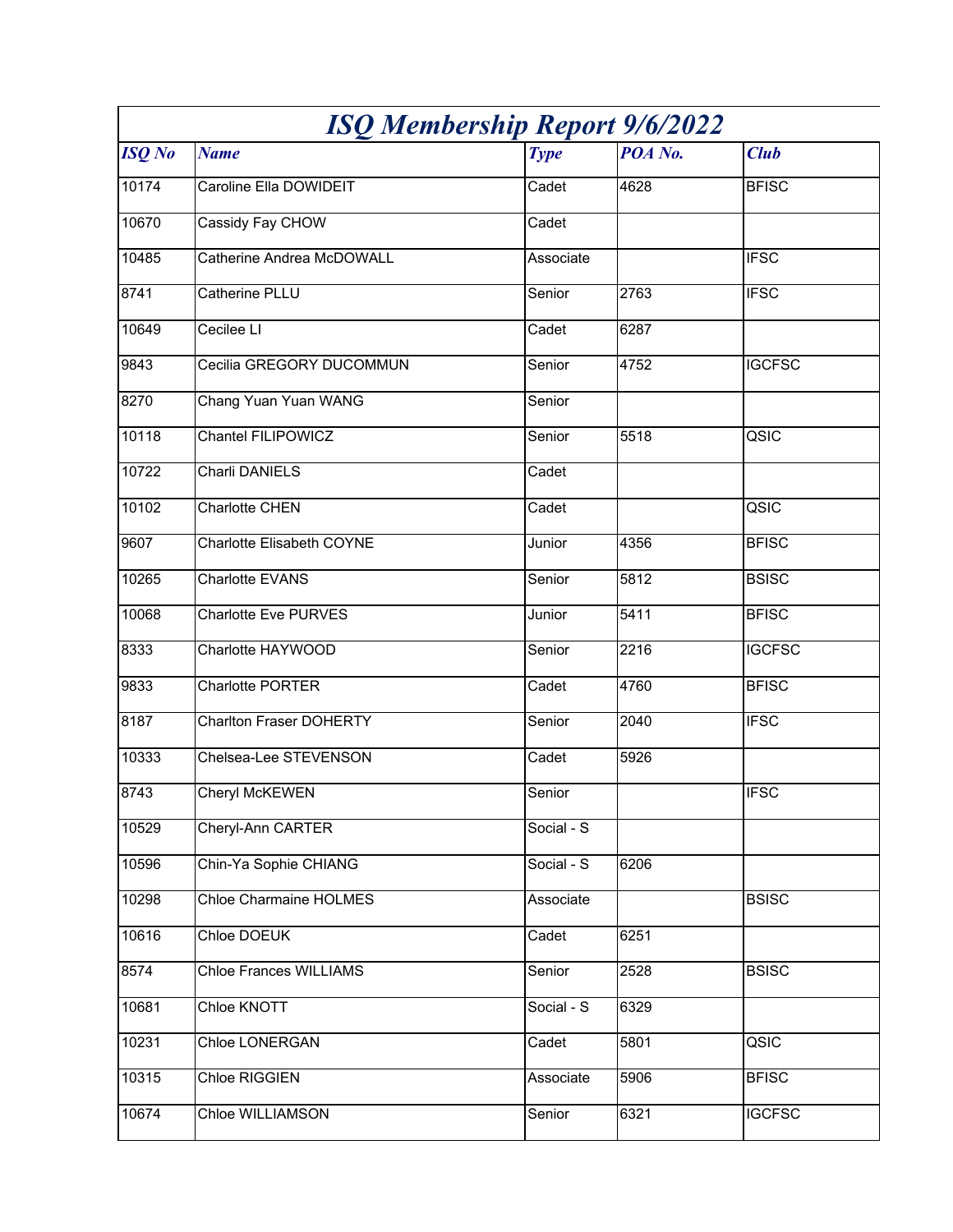# *ISQ Membership Report 9/6/2022*

| *ISQ No* | *Name* | *Type* | *POA No.* | *Club* |
|---|---|---|---|---|
| 10174 | Caroline Ella DOWIDEIT | Cadet | 4628 | BFISC |
| 10670 | Cassidy Fay CHOW | Cadet | | |
| 10485 | Catherine Andrea McDOWALL | Associate | | IFSC |
| 8741 | Catherine PLLU | Senior | 2763 | IFSC |
| 10649 | Cecilee LI | Cadet | 6287 | |
| 9843 | Cecilia GREGORY DUCOMMUN | Senior | 4752 | IGCFSC |
| 8270 | Chang Yuan Yuan WANG | Senior | | |
| 10118 | Chantel FILIPOWICZ | Senior | 5518 | QSIC |
| 10722 | Charli DANIELS | Cadet | | |
| 10102 | Charlotte CHEN | Cadet | | QSIC |
| 9607 | Charlotte Elisabeth COYNE | Junior | 4356 | BFISC |
| 10265 | Charlotte EVANS | Senior | 5812 | BSISC |
| 10068 | Charlotte Eve PURVES | Junior | 5411 | BFISC |
| 8333 | Charlotte HAYWOOD | Senior | 2216 | IGCFSC |
| 9833 | Charlotte PORTER | Cadet | 4760 | BFISC |
| 8187 | Charlton Fraser DOHERTY | Senior | 2040 | IFSC |
| 10333 | Chelsea-Lee STEVENSON | Cadet | 5926 | |
| 8743 | Cheryl McKEWEN | Senior | | IFSC |
| 10529 | Cheryl-Ann CARTER | Social - S | | |
| 10596 | Chin-Ya Sophie CHIANG | Social - S | 6206 | |
| 10298 | Chloe Charmaine HOLMES | Associate | | BSISC |
| 10616 | Chloe DOEUK | Cadet | 6251 | |
| 8574 | Chloe Frances WILLIAMS | Senior | 2528 | BSISC |
| 10681 | Chloe KNOTT | Social - S | 6329 | |
| 10231 | Chloe LONERGAN | Cadet | 5801 | QSIC |
| 10315 | Chloe RIGGIEN | Associate | 5906 | BFISC |
| 10674 | Chloe WILLIAMSON | Senior | 6321 | IGCFSC |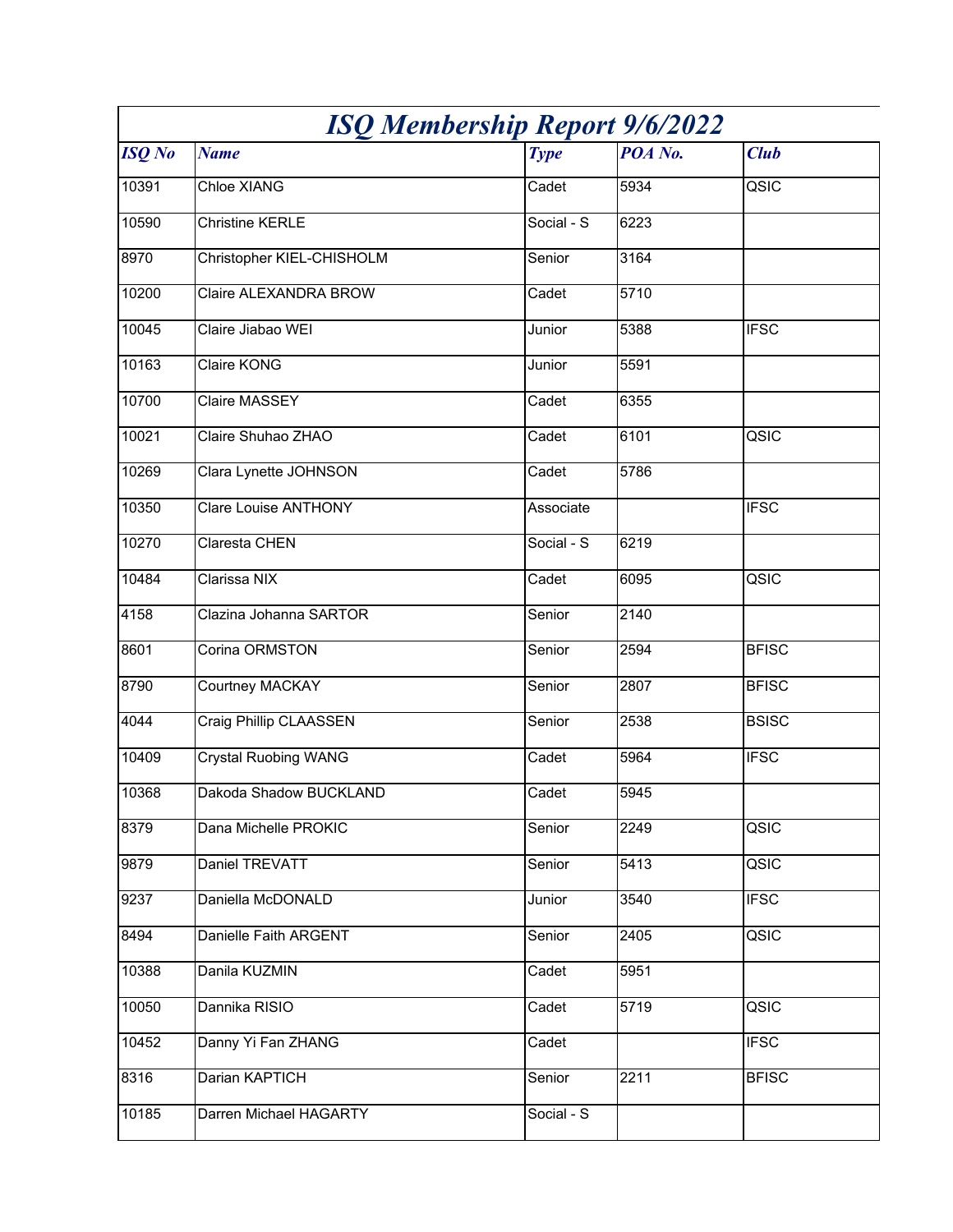# *ISQ Membership Report 9/6/2022*

| *ISQ No* | *Name* | *Type* | *POA No.* | *Club* |
|---|---|---|---|---|
| 10391 | Chloe XIANG | Cadet | 5934 | QSIC |
| 10590 | Christine KERLE | Social - S | 6223 | |
| 8970 | Christopher KIEL-CHISHOLM | Senior | 3164 | |
| 10200 | Claire ALEXANDRA BROW | Cadet | 5710 | |
| 10045 | Claire Jiabao WEI | Junior | 5388 | IFSC |
| 10163 | Claire KONG | Junior | 5591 | |
| 10700 | Claire MASSEY | Cadet | 6355 | |
| 10021 | Claire Shuhao ZHAO | Cadet | 6101 | QSIC |
| 10269 | Clara Lynette JOHNSON | Cadet | 5786 | |
| 10350 | Clare Louise ANTHONY | Associate | | IFSC |
| 10270 | Claresta CHEN | Social - S | 6219 | |
| 10484 | Clarissa NIX | Cadet | 6095 | QSIC |
| 4158 | Clazina Johanna SARTOR | Senior | 2140 | |
| 8601 | Corina ORMSTON | Senior | 2594 | BFISC |
| 8790 | Courtney MACKAY | Senior | 2807 | BFISC |
| 4044 | Craig Phillip CLAASSEN | Senior | 2538 | BSISC |
| 10409 | Crystal Ruobing WANG | Cadet | 5964 | IFSC |
| 10368 | Dakoda Shadow BUCKLAND | Cadet | 5945 | |
| 8379 | Dana Michelle PROKIC | Senior | 2249 | QSIC |
| 9879 | Daniel TREVATT | Senior | 5413 | QSIC |
| 9237 | Daniella McDONALD | Junior | 3540 | IFSC |
| 8494 | Danielle Faith ARGENT | Senior | 2405 | QSIC |
| 10388 | Danila KUZMIN | Cadet | 5951 | |
| 10050 | Dannika RISIO | Cadet | 5719 | QSIC |
| 10452 | Danny Yi Fan ZHANG | Cadet | | IFSC |
| 8316 | Darian KAPTICH | Senior | 2211 | BFISC |
| 10185 | Darren Michael HAGARTY | Social - S | | |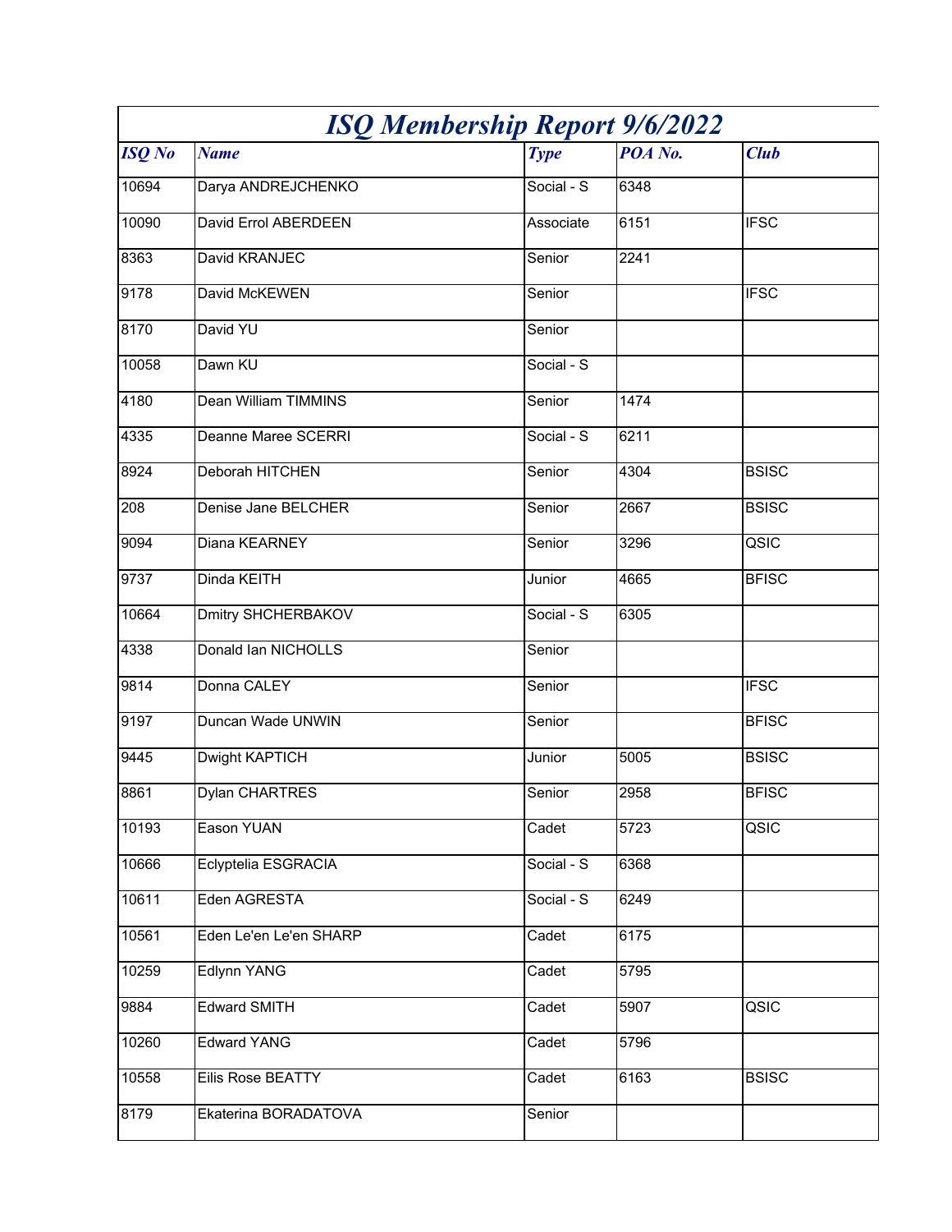# ISQ Membership Report 9/6/2022

| ISQ No | Name | Type | POA No. | Club |
|---|---|---|---|---|
| 10694 | Darya ANDREJCHENKO | Social - S | 6348 | |
| 10090 | David Errol ABERDEEN | Associate | 6151 | IFSC |
| 8363 | David KRANJEC | Senior | 2241 | |
| 9178 | David McKEWEN | Senior | | IFSC |
| 8170 | David YU | Senior | | |
| 10058 | Dawn KU | Social - S | | |
| 4180 | Dean William TIMMINS | Senior | 1474 | |
| 4335 | Deanne Maree SCERRI | Social - S | 6211 | |
| 8924 | Deborah HITCHEN | Senior | 4304 | BSISC |
| 208 | Denise Jane BELCHER | Senior | 2667 | BSISC |
| 9094 | Diana KEARNEY | Senior | 3296 | QSIC |
| 9737 | Dinda KEITH | Junior | 4665 | BFISC |
| 10664 | Dmitry SHCHERBAKOV | Social - S | 6305 | |
| 4338 | Donald Ian NICHOLLS | Senior | | |
| 9814 | Donna CALEY | Senior | | IFSC |
| 9197 | Duncan Wade UNWIN | Senior | | BFISC |
| 9445 | Dwight KAPTICH | Junior | 5005 | BSISC |
| 8861 | Dylan CHARTRES | Senior | 2958 | BFISC |
| 10193 | Eason YUAN | Cadet | 5723 | QSIC |
| 10666 | Eclyptelia ESGRACIA | Social - S | 6368 | |
| 10611 | Eden AGRESTA | Social - S | 6249 | |
| 10561 | Eden Le'en Le'en SHARP | Cadet | 6175 | |
| 10259 | Edlynn YANG | Cadet | 5795 | |
| 9884 | Edward SMITH | Cadet | 5907 | QSIC |
| 10260 | Edward YANG | Cadet | 5796 | |
| 10558 | Eilis Rose BEATTY | Cadet | 6163 | BSISC |
| 8179 | Ekaterina BORADATOVA | Senior | | |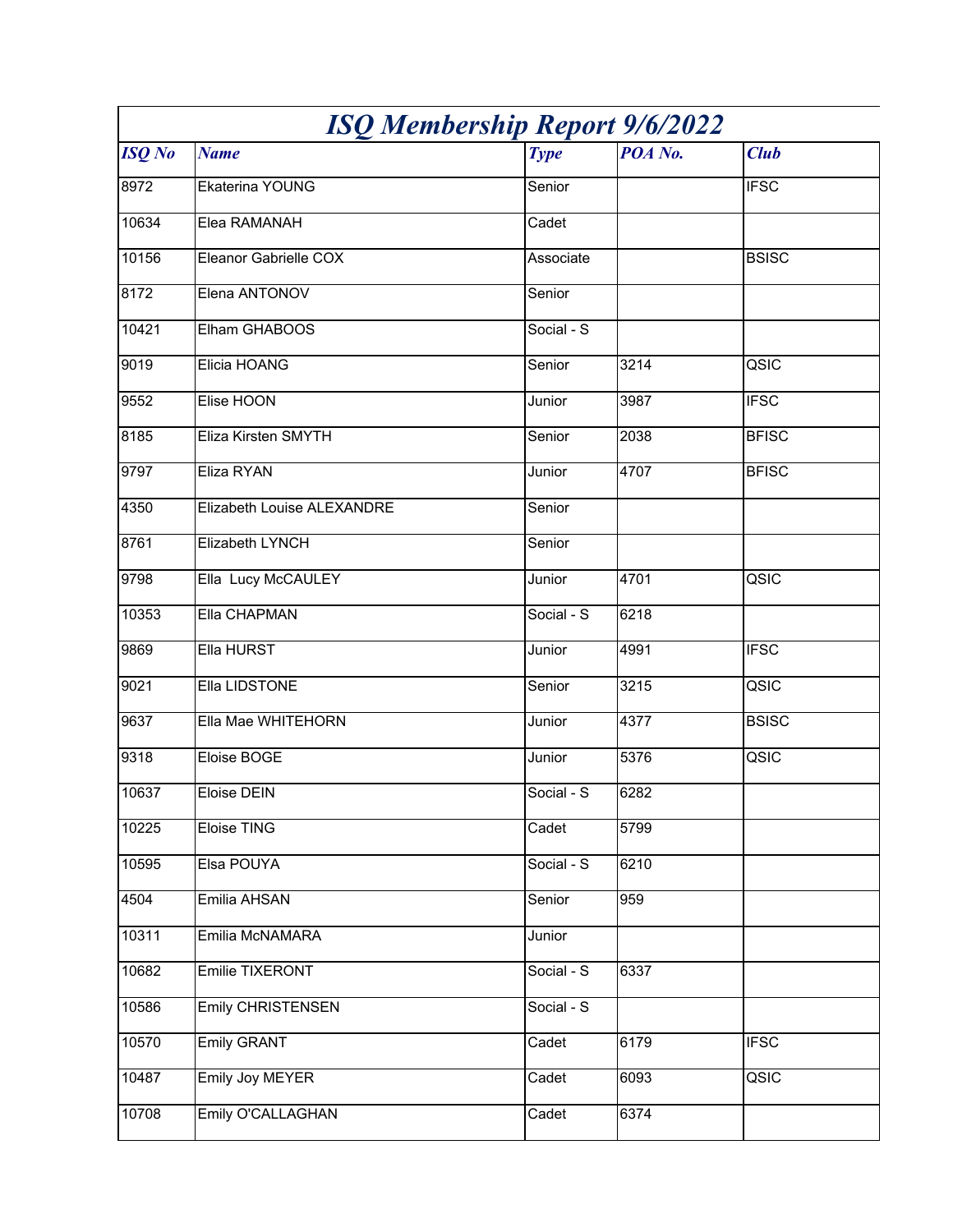# ISQ Membership Report 9/6/2022

| ISQ No | Name | Type | POA No. | Club |
|---|---|---|---|---|
| 8972 | Ekaterina YOUNG | Senior | | IFSC |
| 10634 | Elea RAMANAH | Cadet | | |
| 10156 | Eleanor Gabrielle COX | Associate | | BSISC |
| 8172 | Elena ANTONOV | Senior | | |
| 10421 | Elham GHABOOS | Social - S | | |
| 9019 | Elicia HOANG | Senior | 3214 | QSIC |
| 9552 | Elise HOON | Junior | 3987 | IFSC |
| 8185 | Eliza Kirsten SMYTH | Senior | 2038 | BFISC |
| 9797 | Eliza RYAN | Junior | 4707 | BFISC |
| 4350 | Elizabeth Louise ALEXANDRE | Senior | | |
| 8761 | Elizabeth LYNCH | Senior | | |
| 9798 | Ella Lucy McCAULEY | Junior | 4701 | QSIC |
| 10353 | Ella CHAPMAN | Social - S | 6218 | |
| 9869 | Ella HURST | Junior | 4991 | IFSC |
| 9021 | Ella LIDSTONE | Senior | 3215 | QSIC |
| 9637 | Ella Mae WHITEHORN | Junior | 4377 | BSISC |
| 9318 | Eloise BOGE | Junior | 5376 | QSIC |
| 10637 | Eloise DEIN | Social - S | 6282 | |
| 10225 | Eloise TING | Cadet | 5799 | |
| 10595 | Elsa POUYA | Social - S | 6210 | |
| 4504 | Emilia AHSAN | Senior | 959 | |
| 10311 | Emilia McNAMARA | Junior | | |
| 10682 | Emilie TIXERONT | Social - S | 6337 | |
| 10586 | Emily CHRISTENSEN | Social - S | | |
| 10570 | Emily GRANT | Cadet | 6179 | IFSC |
| 10487 | Emily Joy MEYER | Cadet | 6093 | QSIC |
| 10708 | Emily O'CALLAGHAN | Cadet | 6374 | |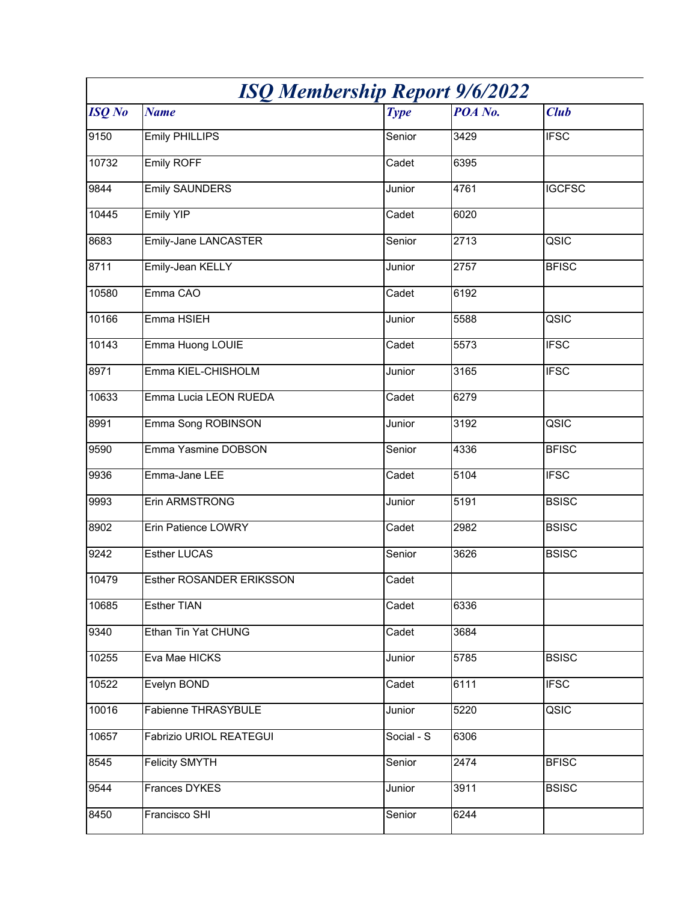# *ISQ Membership Report 9/6/2022*

| *ISQ No* | *Name* | *Type* | *POA No.* | *Club* |
|---|---|---|---|---|
| 9150 | Emily PHILLIPS | Senior | 3429 | IFSC |
| 10732 | Emily ROFF | Cadet | 6395 | |
| 9844 | Emily SAUNDERS | Junior | 4761 | IGCFSC |
| 10445 | Emily YIP | Cadet | 6020 | |
| 8683 | Emily-Jane LANCASTER | Senior | 2713 | QSIC |
| 8711 | Emily-Jean KELLY | Junior | 2757 | BFISC |
| 10580 | Emma CAO | Cadet | 6192 | |
| 10166 | Emma HSIEH | Junior | 5588 | QSIC |
| 10143 | Emma Huong LOUIE | Cadet | 5573 | IFSC |
| 8971 | Emma KIEL-CHISHOLM | Junior | 3165 | IFSC |
| 10633 | Emma Lucia LEON RUEDA | Cadet | 6279 | |
| 8991 | Emma Song ROBINSON | Junior | 3192 | QSIC |
| 9590 | Emma Yasmine DOBSON | Senior | 4336 | BFISC |
| 9936 | Emma-Jane LEE | Cadet | 5104 | IFSC |
| 9993 | Erin ARMSTRONG | Junior | 5191 | BSISC |
| 8902 | Erin Patience LOWRY | Cadet | 2982 | BSISC |
| 9242 | Esther LUCAS | Senior | 3626 | BSISC |
| 10479 | Esther ROSANDER ERIKSSON | Cadet | | |
| 10685 | Esther TIAN | Cadet | 6336 | |
| 9340 | Ethan Tin Yat CHUNG | Cadet | 3684 | |
| 10255 | Eva Mae HICKS | Junior | 5785 | BSISC |
| 10522 | Evelyn BOND | Cadet | 6111 | IFSC |
| 10016 | Fabienne THRASYBULE | Junior | 5220 | QSIC |
| 10657 | Fabrizio URIOL REATEGUI | Social - S | 6306 | |
| 8545 | Felicity SMYTH | Senior | 2474 | BFISC |
| 9544 | Frances DYKES | Junior | 3911 | BSISC |
| 8450 | Francisco SHI | Senior | 6244 | |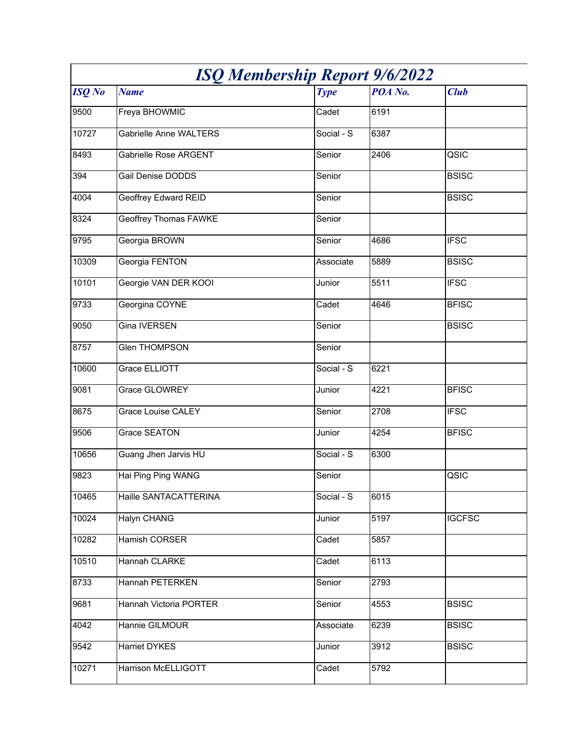# ISQ Membership Report 9/6/2022

| ISQ No | Name | Type | POA No. | Club |
|---|---|---|---|---|
| 9500 | Freya BHOWMIC | Cadet | 6191 | |
| 10727 | Gabrielle Anne WALTERS | Social - S | 6387 | |
| 8493 | Gabrielle Rose ARGENT | Senior | 2406 | QSIC |
| 394 | Gail Denise DODDS | Senior | | BSISC |
| 4004 | Geoffrey Edward REID | Senior | | BSISC |
| 8324 | Geoffrey Thomas FAWKE | Senior | | |
| 9795 | Georgia BROWN | Senior | 4686 | IFSC |
| 10309 | Georgia FENTON | Associate | 5889 | BSISC |
| 10101 | Georgie VAN DER KOOI | Junior | 5511 | IFSC |
| 9733 | Georgina COYNE | Cadet | 4646 | BFISC |
| 9050 | Gina IVERSEN | Senior | | BSISC |
| 8757 | Glen THOMPSON | Senior | | |
| 10600 | Grace ELLIOTT | Social - S | 6221 | |
| 9081 | Grace GLOWREY | Junior | 4221 | BFISC |
| 8675 | Grace Louise CALEY | Senior | 2708 | IFSC |
| 9506 | Grace SEATON | Junior | 4254 | BFISC |
| 10656 | Guang Jhen Jarvis HU | Social - S | 6300 | |
| 9823 | Hai Ping Ping WANG | Senior | | QSIC |
| 10465 | Haille SANTACATTERINA | Social - S | 6015 | |
| 10024 | Halyn CHANG | Junior | 5197 | IGCFSC |
| 10282 | Hamish CORSER | Cadet | 5857 | |
| 10510 | Hannah CLARKE | Cadet | 6113 | |
| 8733 | Hannah PETERKEN | Senior | 2793 | |
| 9681 | Hannah Victoria PORTER | Senior | 4553 | BSISC |
| 4042 | Hannie GILMOUR | Associate | 6239 | BSISC |
| 9542 | Harriet DYKES | Junior | 3912 | BSISC |
| 10271 | Harrison McELLIGOTT | Cadet | 5792 | |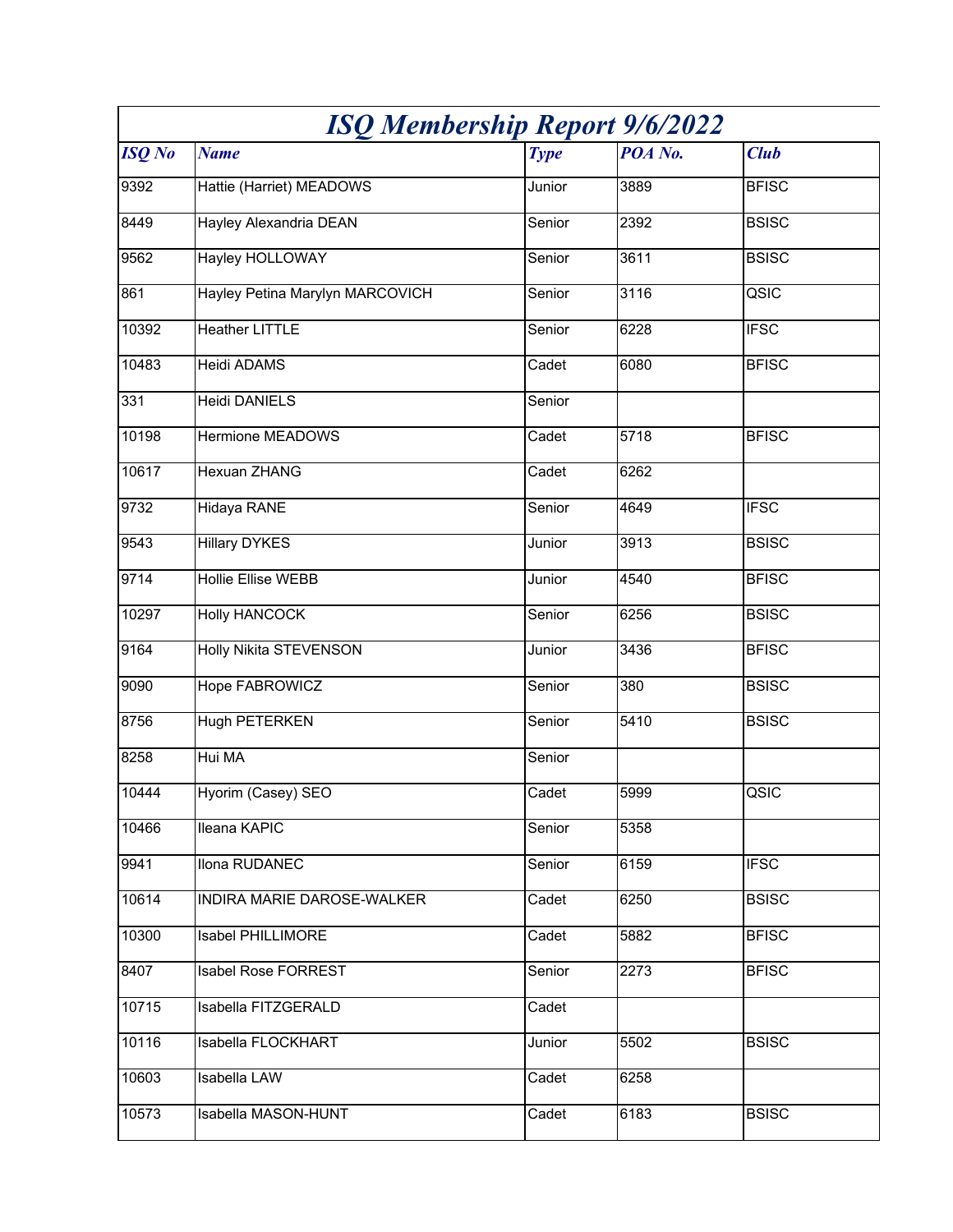# ISQ Membership Report 9/6/2022

| ISQ No | Name | Type | POA No. | Club |
|---|---|---|---|---|
| 9392 | Hattie (Harriet) MEADOWS | Junior | 3889 | BFISC |
| 8449 | Hayley Alexandria DEAN | Senior | 2392 | BSISC |
| 9562 | Hayley HOLLOWAY | Senior | 3611 | BSISC |
| 861 | Hayley Petina Marylyn MARCOVICH | Senior | 3116 | QSIC |
| 10392 | Heather LITTLE | Senior | 6228 | IFSC |
| 10483 | Heidi ADAMS | Cadet | 6080 | BFISC |
| 331 | Heidi DANIELS | Senior | | |
| 10198 | Hermione MEADOWS | Cadet | 5718 | BFISC |
| 10617 | Hexuan ZHANG | Cadet | 6262 | |
| 9732 | Hidaya RANE | Senior | 4649 | IFSC |
| 9543 | Hillary DYKES | Junior | 3913 | BSISC |
| 9714 | Hollie Ellise WEBB | Junior | 4540 | BFISC |
| 10297 | Holly HANCOCK | Senior | 6256 | BSISC |
| 9164 | Holly Nikita STEVENSON | Junior | 3436 | BFISC |
| 9090 | Hope FABROWICZ | Senior | 380 | BSISC |
| 8756 | Hugh PETERKEN | Senior | 5410 | BSISC |
| 8258 | Hui MA | Senior | | |
| 10444 | Hyorim (Casey) SEO | Cadet | 5999 | QSIC |
| 10466 | Ileana KAPIC | Senior | 5358 | |
| 9941 | Ilona RUDANEC | Senior | 6159 | IFSC |
| 10614 | INDIRA MARIE DAROSE-WALKER | Cadet | 6250 | BSISC |
| 10300 | Isabel PHILLIMORE | Cadet | 5882 | BFISC |
| 8407 | Isabel Rose FORREST | Senior | 2273 | BFISC |
| 10715 | Isabella FITZGERALD | Cadet | | |
| 10116 | Isabella FLOCKHART | Junior | 5502 | BSISC |
| 10603 | Isabella LAW | Cadet | 6258 | |
| 10573 | Isabella MASON-HUNT | Cadet | 6183 | BSISC |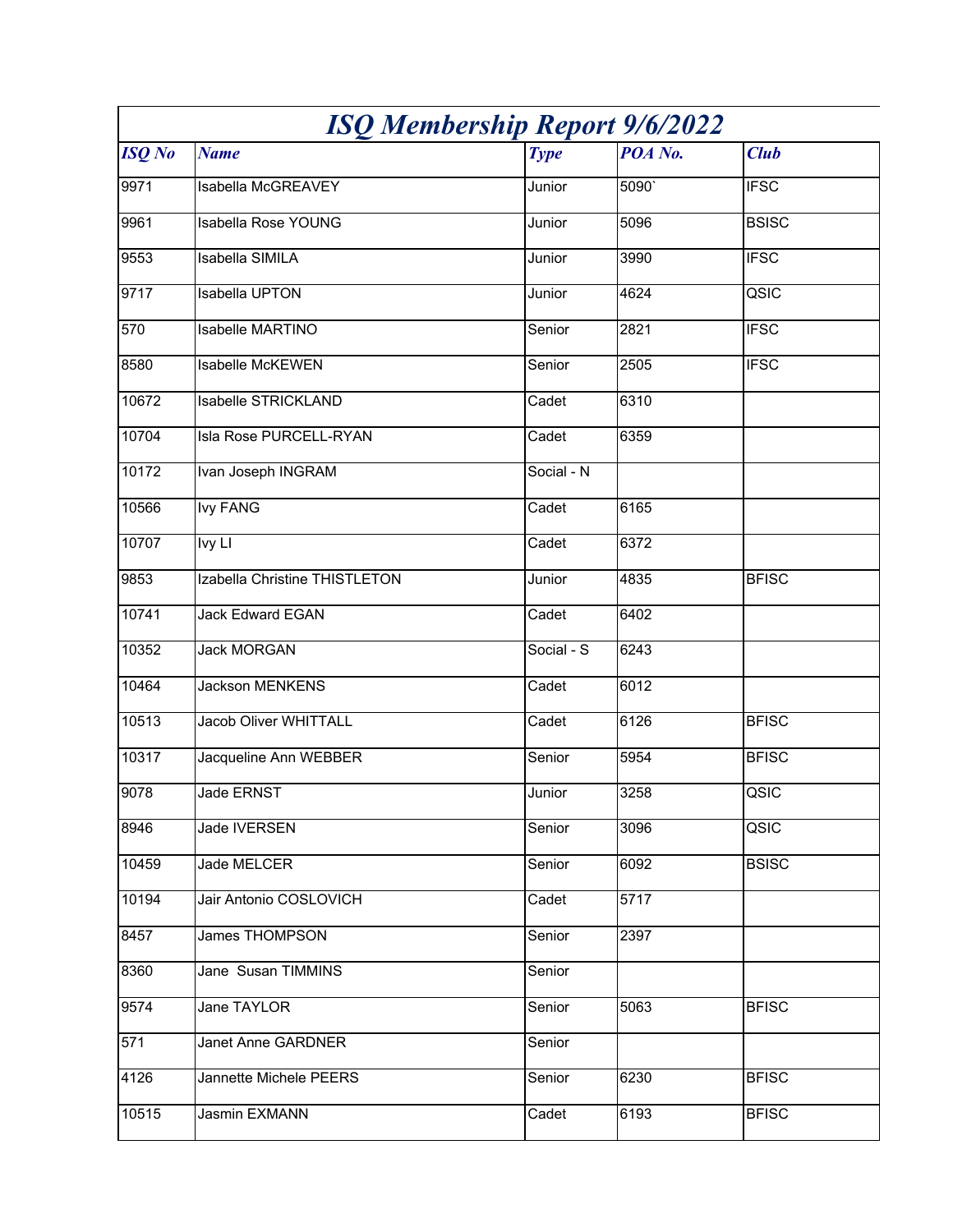# ISQ Membership Report 9/6/2022

| ISQ No | Name | Type | POA No. | Club |
|---|---|---|---|---|
| 9971 | Isabella McGREAVEY | Junior | 5090` | IFSC |
| 9961 | Isabella Rose YOUNG | Junior | 5096 | BSISC |
| 9553 | Isabella SIMILA | Junior | 3990 | IFSC |
| 9717 | Isabella UPTON | Junior | 4624 | QSIC |
| 570 | Isabelle MARTINO | Senior | 2821 | IFSC |
| 8580 | Isabelle McKEWEN | Senior | 2505 | IFSC |
| 10672 | Isabelle STRICKLAND | Cadet | 6310 | |
| 10704 | Isla Rose PURCELL-RYAN | Cadet | 6359 | |
| 10172 | Ivan Joseph INGRAM | Social - N | | |
| 10566 | Ivy FANG | Cadet | 6165 | |
| 10707 | Ivy LI | Cadet | 6372 | |
| 9853 | Izabella Christine THISTLETON | Junior | 4835 | BFISC |
| 10741 | Jack Edward EGAN | Cadet | 6402 | |
| 10352 | Jack MORGAN | Social - S | 6243 | |
| 10464 | Jackson MENKENS | Cadet | 6012 | |
| 10513 | Jacob Oliver WHITTALL | Cadet | 6126 | BFISC |
| 10317 | Jacqueline Ann WEBBER | Senior | 5954 | BFISC |
| 9078 | Jade ERNST | Junior | 3258 | QSIC |
| 8946 | Jade IVERSEN | Senior | 3096 | QSIC |
| 10459 | Jade MELCER | Senior | 6092 | BSISC |
| 10194 | Jair Antonio COSLOVICH | Cadet | 5717 | |
| 8457 | James THOMPSON | Senior | 2397 | |
| 8360 | Jane  Susan TIMMINS | Senior | | |
| 9574 | Jane TAYLOR | Senior | 5063 | BFISC |
| 571 | Janet Anne GARDNER | Senior | | |
| 4126 | Jannette Michele PEERS | Senior | 6230 | BFISC |
| 10515 | Jasmin EXMANN | Cadet | 6193 | BFISC |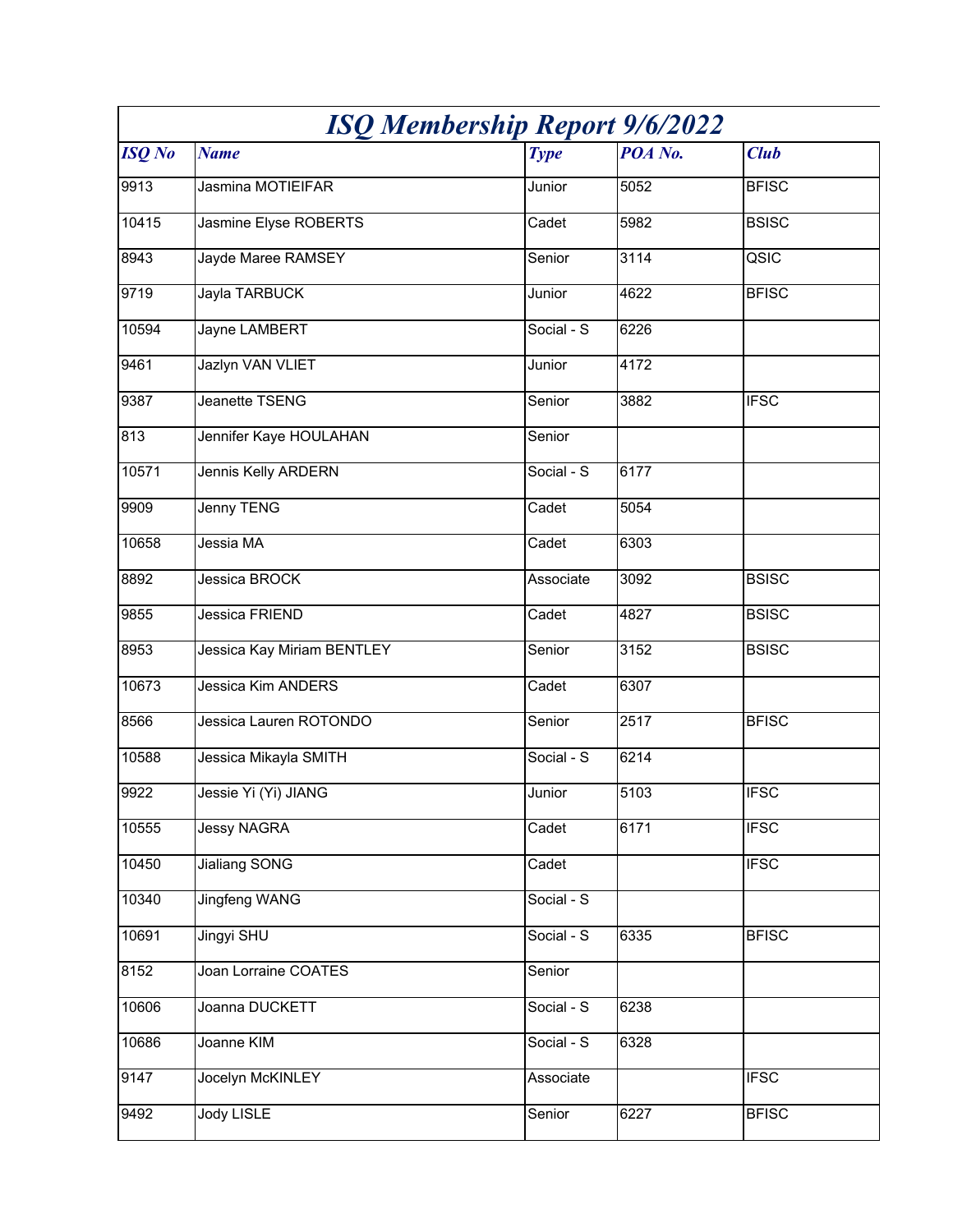# ISQ Membership Report 9/6/2022

| ISQ No | Name | Type | POA No. | Club |
|---|---|---|---|---|
| 9913 | Jasmina MOTIEIFAR | Junior | 5052 | BFISC |
| 10415 | Jasmine Elyse ROBERTS | Cadet | 5982 | BSISC |
| 8943 | Jayde Maree RAMSEY | Senior | 3114 | QSIC |
| 9719 | Jayla TARBUCK | Junior | 4622 | BFISC |
| 10594 | Jayne LAMBERT | Social - S | 6226 | |
| 9461 | Jazlyn VAN VLIET | Junior | 4172 | |
| 9387 | Jeanette TSENG | Senior | 3882 | IFSC |
| 813 | Jennifer Kaye HOULAHAN | Senior | | |
| 10571 | Jennis Kelly ARDERN | Social - S | 6177 | |
| 9909 | Jenny TENG | Cadet | 5054 | |
| 10658 | Jessia MA | Cadet | 6303 | |
| 8892 | Jessica BROCK | Associate | 3092 | BSISC |
| 9855 | Jessica FRIEND | Cadet | 4827 | BSISC |
| 8953 | Jessica Kay Miriam BENTLEY | Senior | 3152 | BSISC |
| 10673 | Jessica Kim ANDERS | Cadet | 6307 | |
| 8566 | Jessica Lauren ROTONDO | Senior | 2517 | BFISC |
| 10588 | Jessica Mikayla SMITH | Social - S | 6214 | |
| 9922 | Jessie Yi (Yi) JIANG | Junior | 5103 | IFSC |
| 10555 | Jessy NAGRA | Cadet | 6171 | IFSC |
| 10450 | Jialiang SONG | Cadet | | IFSC |
| 10340 | Jingfeng WANG | Social - S | | |
| 10691 | Jingyi SHU | Social - S | 6335 | BFISC |
| 8152 | Joan Lorraine COATES | Senior | | |
| 10606 | Joanna DUCKETT | Social - S | 6238 | |
| 10686 | Joanne KIM | Social - S | 6328 | |
| 9147 | Jocelyn McKINLEY | Associate | | IFSC |
| 9492 | Jody LISLE | Senior | 6227 | BFISC |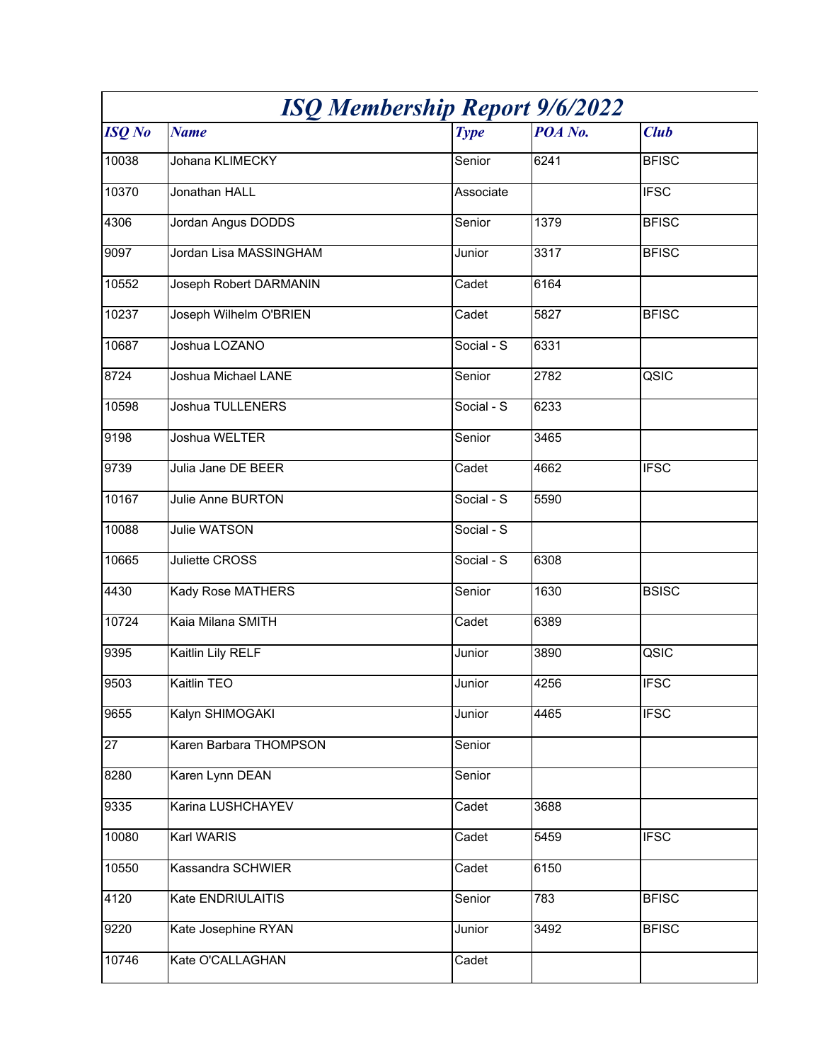# ISQ Membership Report 9/6/2022

| ISQ No | Name | Type | POA No. | Club |
|---|---|---|---|---|
| 10038 | Johana KLIMECKY | Senior | 6241 | BFISC |
| 10370 | Jonathan HALL | Associate | | IFSC |
| 4306 | Jordan Angus DODDS | Senior | 1379 | BFISC |
| 9097 | Jordan Lisa MASSINGHAM | Junior | 3317 | BFISC |
| 10552 | Joseph Robert DARMANIN | Cadet | 6164 | |
| 10237 | Joseph Wilhelm O'BRIEN | Cadet | 5827 | BFISC |
| 10687 | Joshua LOZANO | Social - S | 6331 | |
| 8724 | Joshua Michael LANE | Senior | 2782 | QSIC |
| 10598 | Joshua TULLENERS | Social - S | 6233 | |
| 9198 | Joshua WELTER | Senior | 3465 | |
| 9739 | Julia Jane DE BEER | Cadet | 4662 | IFSC |
| 10167 | Julie Anne BURTON | Social - S | 5590 | |
| 10088 | Julie WATSON | Social - S | | |
| 10665 | Juliette CROSS | Social - S | 6308 | |
| 4430 | Kady Rose MATHERS | Senior | 1630 | BSISC |
| 10724 | Kaia Milana SMITH | Cadet | 6389 | |
| 9395 | Kaitlin Lily RELF | Junior | 3890 | QSIC |
| 9503 | Kaitlin TEO | Junior | 4256 | IFSC |
| 9655 | Kalyn SHIMOGAKI | Junior | 4465 | IFSC |
| 27 | Karen Barbara THOMPSON | Senior | | |
| 8280 | Karen Lynn DEAN | Senior | | |
| 9335 | Karina LUSHCHAYEV | Cadet | 3688 | |
| 10080 | Karl WARIS | Cadet | 5459 | IFSC |
| 10550 | Kassandra SCHWIER | Cadet | 6150 | |
| 4120 | Kate ENDRIULAITIS | Senior | 783 | BFISC |
| 9220 | Kate Josephine RYAN | Junior | 3492 | BFISC |
| 10746 | Kate O'CALLAGHAN | Cadet | | |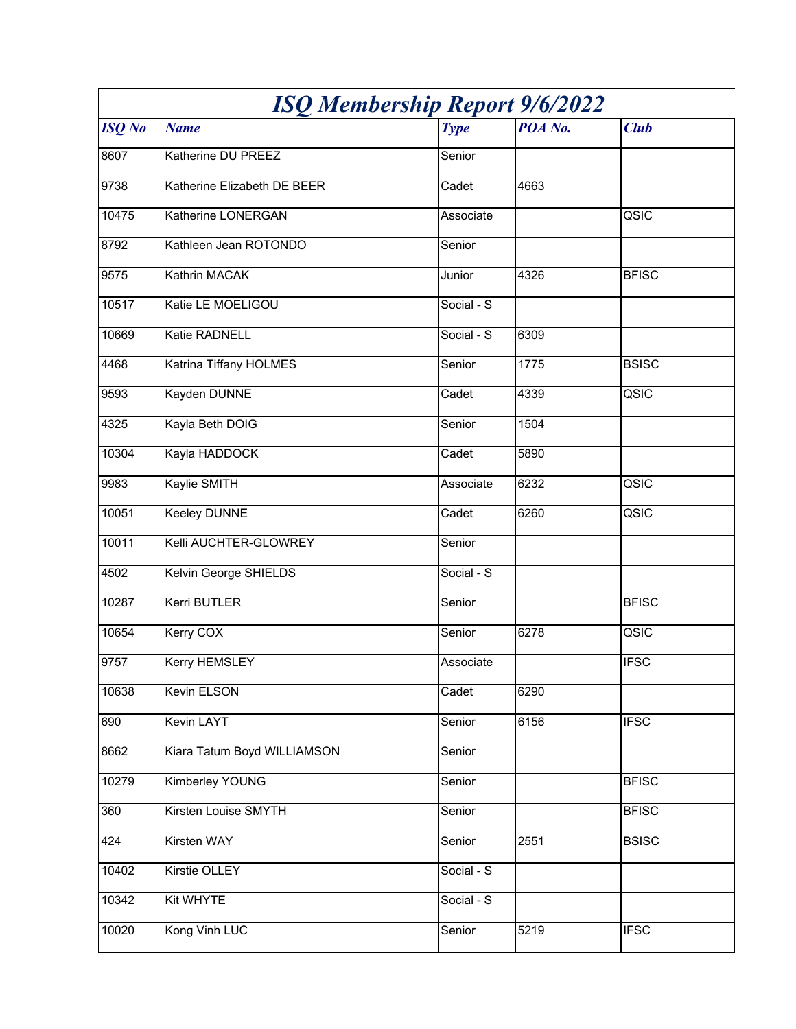# ISQ Membership Report 9/6/2022

| ISQ No | Name | Type | POA No. | Club |
|---|---|---|---|---|
| 8607 | Katherine DU PREEZ | Senior | | |
| 9738 | Katherine Elizabeth DE BEER | Cadet | 4663 | |
| 10475 | Katherine LONERGAN | Associate | | QSIC |
| 8792 | Kathleen Jean ROTONDO | Senior | | |
| 9575 | Kathrin MACAK | Junior | 4326 | BFISC |
| 10517 | Katie LE MOELIGOU | Social - S | | |
| 10669 | Katie RADNELL | Social - S | 6309 | |
| 4468 | Katrina Tiffany HOLMES | Senior | 1775 | BSISC |
| 9593 | Kayden DUNNE | Cadet | 4339 | QSIC |
| 4325 | Kayla Beth DOIG | Senior | 1504 | |
| 10304 | Kayla HADDOCK | Cadet | 5890 | |
| 9983 | Kaylie SMITH | Associate | 6232 | QSIC |
| 10051 | Keeley DUNNE | Cadet | 6260 | QSIC |
| 10011 | Kelli AUCHTER-GLOWREY | Senior | | |
| 4502 | Kelvin George SHIELDS | Social - S | | |
| 10287 | Kerri BUTLER | Senior | | BFISC |
| 10654 | Kerry COX | Senior | 6278 | QSIC |
| 9757 | Kerry HEMSLEY | Associate | | IFSC |
| 10638 | Kevin ELSON | Cadet | 6290 | |
| 690 | Kevin LAYT | Senior | 6156 | IFSC |
| 8662 | Kiara Tatum Boyd WILLIAMSON | Senior | | |
| 10279 | Kimberley YOUNG | Senior | | BFISC |
| 360 | Kirsten Louise SMYTH | Senior | | BFISC |
| 424 | Kirsten WAY | Senior | 2551 | BSISC |
| 10402 | Kirstie OLLEY | Social - S | | |
| 10342 | Kit WHYTE | Social - S | | |
| 10020 | Kong Vinh LUC | Senior | 5219 | IFSC |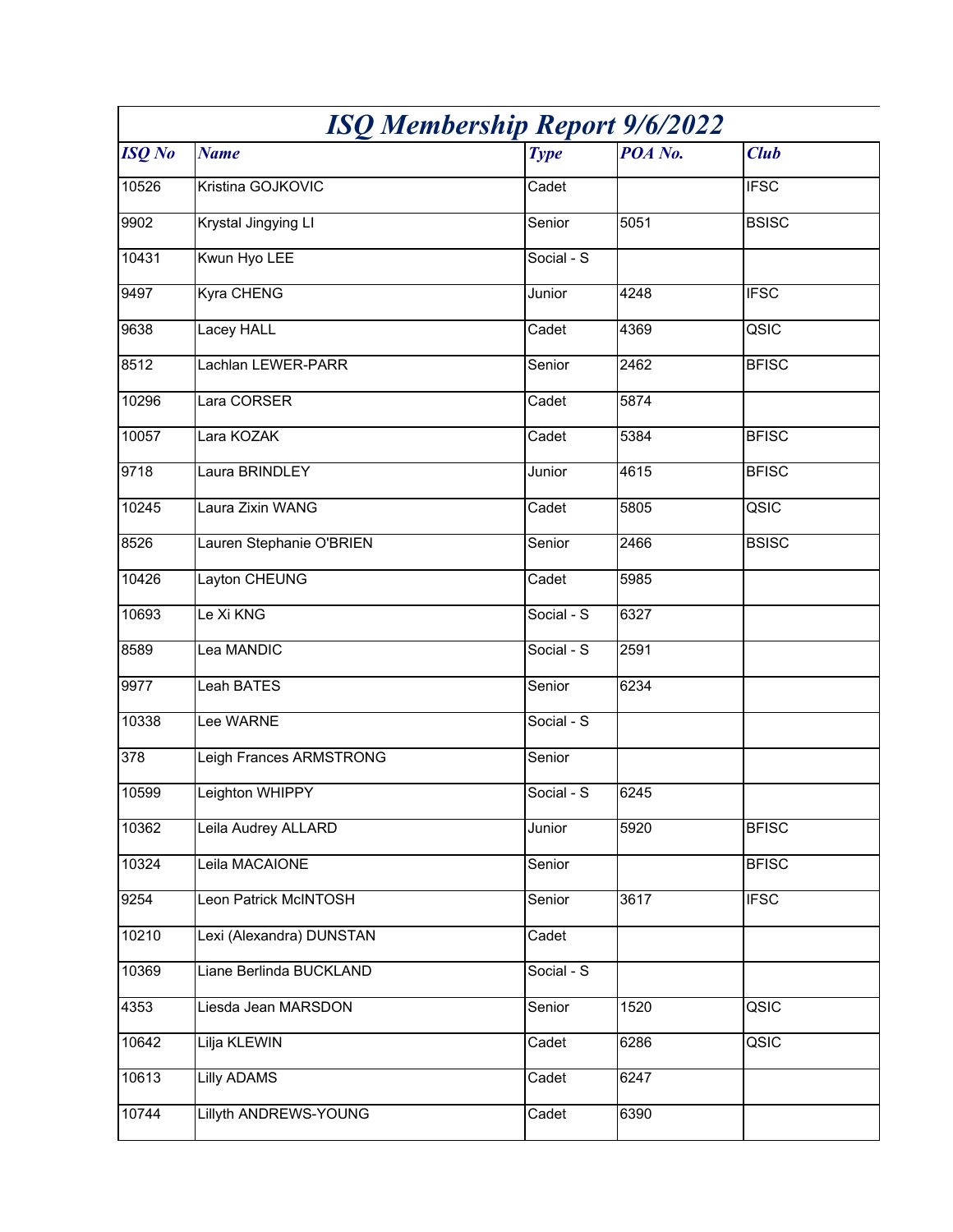# *ISQ Membership Report 9/6/2022*

| *ISQ No* | *Name* | *Type* | *POA No.* | *Club* |
|---|---|---|---|---|
| 10526 | Kristina GOJKOVIC | Cadet | | IFSC |
| 9902 | Krystal Jingying LI | Senior | 5051 | BSISC |
| 10431 | Kwun Hyo LEE | Social - S | | |
| 9497 | Kyra CHENG | Junior | 4248 | IFSC |
| 9638 | Lacey HALL | Cadet | 4369 | QSIC |
| 8512 | Lachlan LEWER-PARR | Senior | 2462 | BFISC |
| 10296 | Lara CORSER | Cadet | 5874 | |
| 10057 | Lara KOZAK | Cadet | 5384 | BFISC |
| 9718 | Laura BRINDLEY | Junior | 4615 | BFISC |
| 10245 | Laura Zixin WANG | Cadet | 5805 | QSIC |
| 8526 | Lauren Stephanie O'BRIEN | Senior | 2466 | BSISC |
| 10426 | Layton CHEUNG | Cadet | 5985 | |
| 10693 | Le Xi KNG | Social - S | 6327 | |
| 8589 | Lea MANDIC | Social - S | 2591 | |
| 9977 | Leah BATES | Senior | 6234 | |
| 10338 | Lee WARNE | Social - S | | |
| 378 | Leigh Frances ARMSTRONG | Senior | | |
| 10599 | Leighton WHIPPY | Social - S | 6245 | |
| 10362 | Leila Audrey ALLARD | Junior | 5920 | BFISC |
| 10324 | Leila MACAIONE | Senior | | BFISC |
| 9254 | Leon Patrick McINTOSH | Senior | 3617 | IFSC |
| 10210 | Lexi (Alexandra) DUNSTAN | Cadet | | |
| 10369 | Liane Berlinda BUCKLAND | Social - S | | |
| 4353 | Liesda Jean MARSDON | Senior | 1520 | QSIC |
| 10642 | Lilja KLEWIN | Cadet | 6286 | QSIC |
| 10613 | Lilly ADAMS | Cadet | 6247 | |
| 10744 | Lillyth ANDREWS-YOUNG | Cadet | 6390 | |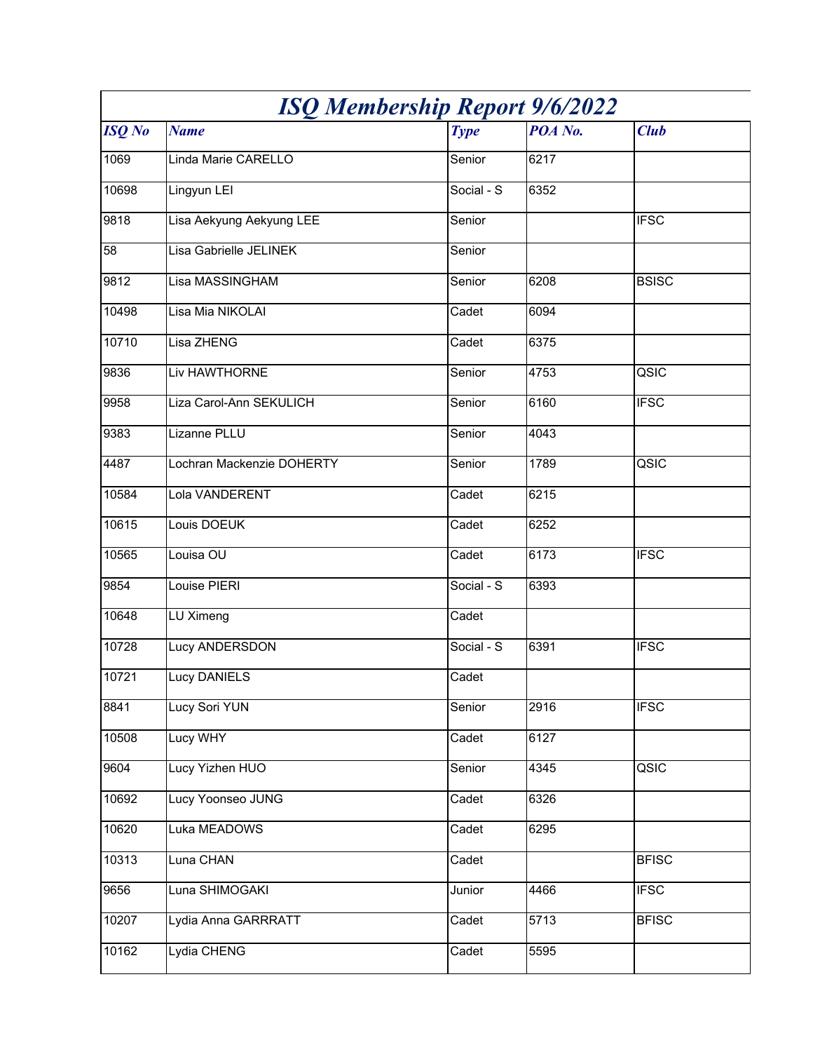# ISQ Membership Report 9/6/2022

| ISQ No | Name | Type | POA No. | Club |
|---|---|---|---|---|
| 1069 | Linda Marie CARELLO | Senior | 6217 | |
| 10698 | Lingyun LEI | Social - S | 6352 | |
| 9818 | Lisa Aekyung Aekyung LEE | Senior | | IFSC |
| 58 | Lisa Gabrielle JELINEK | Senior | | |
| 9812 | Lisa MASSINGHAM | Senior | 6208 | BSISC |
| 10498 | Lisa Mia NIKOLAI | Cadet | 6094 | |
| 10710 | Lisa ZHENG | Cadet | 6375 | |
| 9836 | Liv HAWTHORNE | Senior | 4753 | QSIC |
| 9958 | Liza Carol-Ann SEKULICH | Senior | 6160 | IFSC |
| 9383 | Lizanne PLLU | Senior | 4043 | |
| 4487 | Lochran Mackenzie DOHERTY | Senior | 1789 | QSIC |
| 10584 | Lola VANDERENT | Cadet | 6215 | |
| 10615 | Louis DOEUK | Cadet | 6252 | |
| 10565 | Louisa OU | Cadet | 6173 | IFSC |
| 9854 | Louise PIERI | Social - S | 6393 | |
| 10648 | LU Ximeng | Cadet | | |
| 10728 | Lucy ANDERSDON | Social - S | 6391 | IFSC |
| 10721 | Lucy DANIELS | Cadet | | |
| 8841 | Lucy Sori YUN | Senior | 2916 | IFSC |
| 10508 | Lucy WHY | Cadet | 6127 | |
| 9604 | Lucy Yizhen HUO | Senior | 4345 | QSIC |
| 10692 | Lucy Yoonseo JUNG | Cadet | 6326 | |
| 10620 | Luka MEADOWS | Cadet | 6295 | |
| 10313 | Luna CHAN | Cadet | | BFISC |
| 9656 | Luna SHIMOGAKI | Junior | 4466 | IFSC |
| 10207 | Lydia Anna GARRRATT | Cadet | 5713 | BFISC |
| 10162 | Lydia CHENG | Cadet | 5595 | |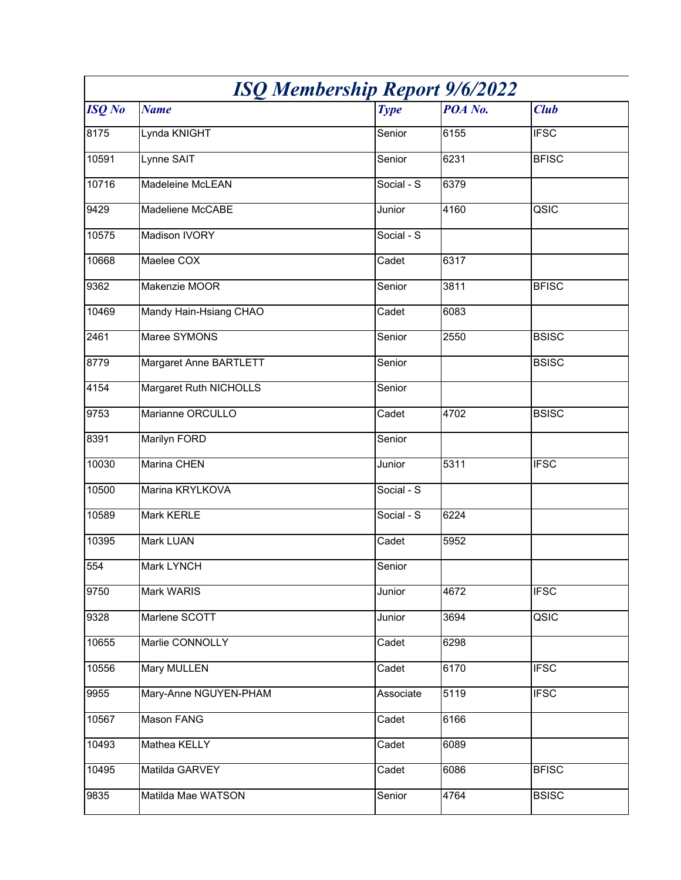# *ISQ Membership Report 9/6/2022*

| *ISQ No* | *Name* | *Type* | *POA No.* | *Club* |
|---|---|---|---|---|
| 8175 | Lynda KNIGHT | Senior | 6155 | IFSC |
| 10591 | Lynne SAIT | Senior | 6231 | BFISC |
| 10716 | Madeleine McLEAN | Social - S | 6379 | |
| 9429 | Madeliene McCABE | Junior | 4160 | QSIC |
| 10575 | Madison IVORY | Social - S | | |
| 10668 | Maelee COX | Cadet | 6317 | |
| 9362 | Makenzie MOOR | Senior | 3811 | BFISC |
| 10469 | Mandy Hain-Hsiang CHAO | Cadet | 6083 | |
| 2461 | Maree SYMONS | Senior | 2550 | BSISC |
| 8779 | Margaret Anne BARTLETT | Senior | | BSISC |
| 4154 | Margaret Ruth NICHOLLS | Senior | | |
| 9753 | Marianne ORCULLO | Cadet | 4702 | BSISC |
| 8391 | Marilyn FORD | Senior | | |
| 10030 | Marina CHEN | Junior | 5311 | IFSC |
| 10500 | Marina KRYLKOVA | Social - S | | |
| 10589 | Mark KERLE | Social - S | 6224 | |
| 10395 | Mark LUAN | Cadet | 5952 | |
| 554 | Mark LYNCH | Senior | | |
| 9750 | Mark WARIS | Junior | 4672 | IFSC |
| 9328 | Marlene SCOTT | Junior | 3694 | QSIC |
| 10655 | Marlie CONNOLLY | Cadet | 6298 | |
| 10556 | Mary MULLEN | Cadet | 6170 | IFSC |
| 9955 | Mary-Anne NGUYEN-PHAM | Associate | 5119 | IFSC |
| 10567 | Mason FANG | Cadet | 6166 | |
| 10493 | Mathea KELLY | Cadet | 6089 | |
| 10495 | Matilda GARVEY | Cadet | 6086 | BFISC |
| 9835 | Matilda Mae WATSON | Senior | 4764 | BSISC |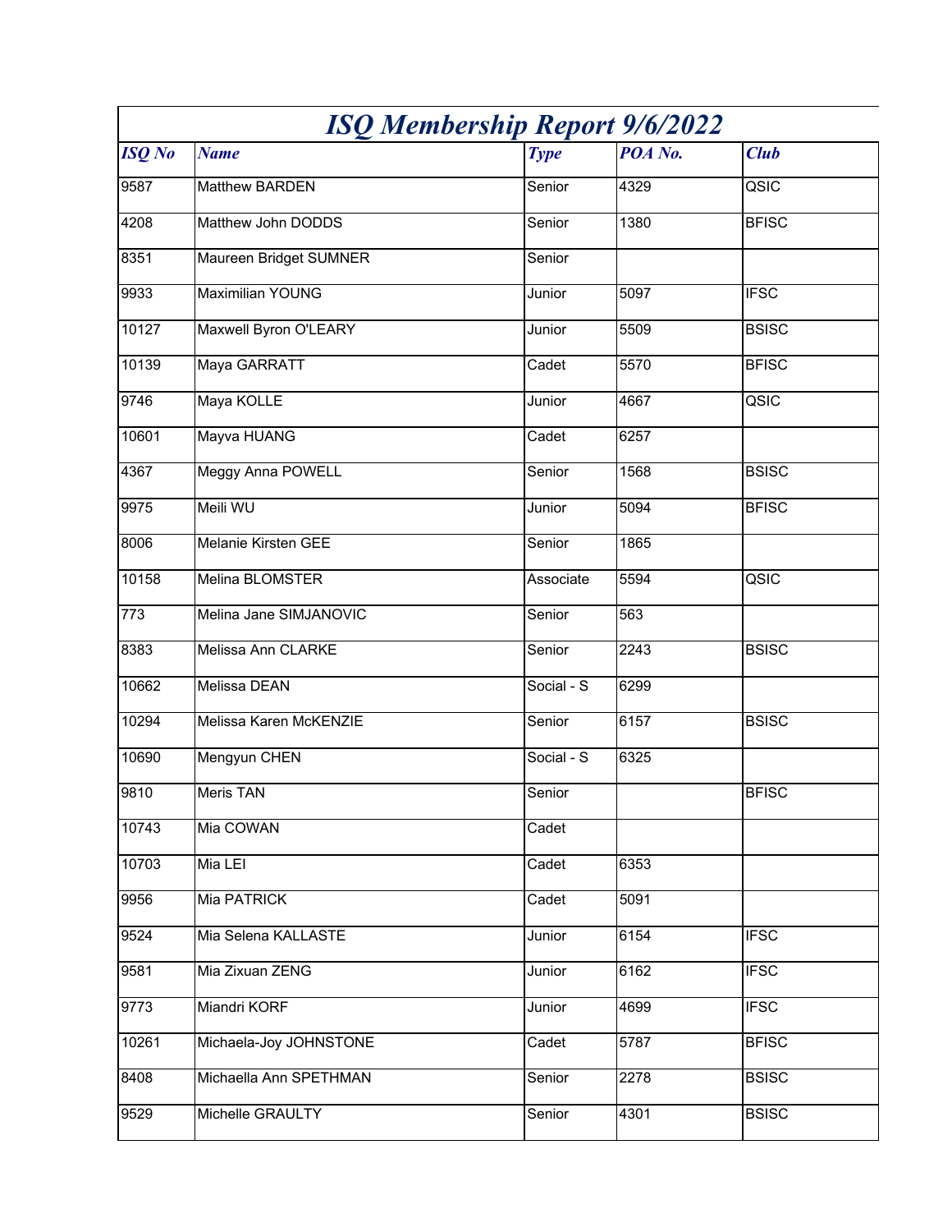# *ISQ Membership Report 9/6/2022*

| *ISQ No* | *Name* | *Type* | *POA No.* | *Club* |
|---|---|---|---|---|
| 9587 | Matthew BARDEN | Senior | 4329 | QSIC |
| 4208 | Matthew John DODDS | Senior | 1380 | BFISC |
| 8351 | Maureen Bridget SUMNER | Senior | | |
| 9933 | Maximilian YOUNG | Junior | 5097 | IFSC |
| 10127 | Maxwell Byron O'LEARY | Junior | 5509 | BSISC |
| 10139 | Maya GARRATT | Cadet | 5570 | BFISC |
| 9746 | Maya KOLLE | Junior | 4667 | QSIC |
| 10601 | Mayva HUANG | Cadet | 6257 | |
| 4367 | Meggy Anna POWELL | Senior | 1568 | BSISC |
| 9975 | Meili WU | Junior | 5094 | BFISC |
| 8006 | Melanie Kirsten GEE | Senior | 1865 | |
| 10158 | Melina BLOMSTER | Associate | 5594 | QSIC |
| 773 | Melina Jane SIMJANOVIC | Senior | 563 | |
| 8383 | Melissa Ann CLARKE | Senior | 2243 | BSISC |
| 10662 | Melissa DEAN | Social - S | 6299 | |
| 10294 | Melissa Karen McKENZIE | Senior | 6157 | BSISC |
| 10690 | Mengyun CHEN | Social - S | 6325 | |
| 9810 | Meris TAN | Senior | | BFISC |
| 10743 | Mia COWAN | Cadet | | |
| 10703 | Mia LEI | Cadet | 6353 | |
| 9956 | Mia PATRICK | Cadet | 5091 | |
| 9524 | Mia Selena KALLASTE | Junior | 6154 | IFSC |
| 9581 | Mia Zixuan ZENG | Junior | 6162 | IFSC |
| 9773 | Miandri KORF | Junior | 4699 | IFSC |
| 10261 | Michaela-Joy JOHNSTONE | Cadet | 5787 | BFISC |
| 8408 | Michaella Ann SPETHMAN | Senior | 2278 | BSISC |
| 9529 | Michelle GRAULTY | Senior | 4301 | BSISC |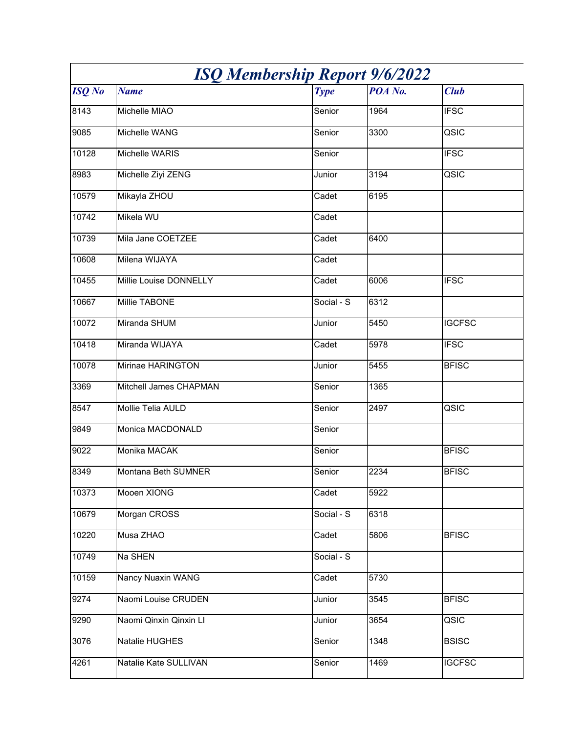# *ISQ Membership Report 9/6/2022*

| *ISQ No* | *Name* | *Type* | *POA No.* | *Club* |
|---|---|---|---|---|
| 8143 | Michelle MIAO | Senior | 1964 | IFSC |
| 9085 | Michelle WANG | Senior | 3300 | QSIC |
| 10128 | Michelle WARIS | Senior | | IFSC |
| 8983 | Michelle Ziyi ZENG | Junior | 3194 | QSIC |
| 10579 | Mikayla ZHOU | Cadet | 6195 | |
| 10742 | Mikela WU | Cadet | | |
| 10739 | Mila Jane COETZEE | Cadet | 6400 | |
| 10608 | Milena WIJAYA | Cadet | | |
| 10455 | Millie Louise DONNELLY | Cadet | 6006 | IFSC |
| 10667 | Millie TABONE | Social - S | 6312 | |
| 10072 | Miranda SHUM | Junior | 5450 | IGCFSC |
| 10418 | Miranda WIJAYA | Cadet | 5978 | IFSC |
| 10078 | Mirinae HARINGTON | Junior | 5455 | BFISC |
| 3369 | Mitchell James CHAPMAN | Senior | 1365 | |
| 8547 | Mollie Telia AULD | Senior | 2497 | QSIC |
| 9849 | Monica MACDONALD | Senior | | |
| 9022 | Monika MACAK | Senior | | BFISC |
| 8349 | Montana Beth SUMNER | Senior | 2234 | BFISC |
| 10373 | Mooen XIONG | Cadet | 5922 | |
| 10679 | Morgan CROSS | Social - S | 6318 | |
| 10220 | Musa ZHAO | Cadet | 5806 | BFISC |
| 10749 | Na SHEN | Social - S | | |
| 10159 | Nancy Nuaxin WANG | Cadet | 5730 | |
| 9274 | Naomi Louise CRUDEN | Junior | 3545 | BFISC |
| 9290 | Naomi Qinxin Qinxin LI | Junior | 3654 | QSIC |
| 3076 | Natalie HUGHES | Senior | 1348 | BSISC |
| 4261 | Natalie Kate SULLIVAN | Senior | 1469 | IGCFSC |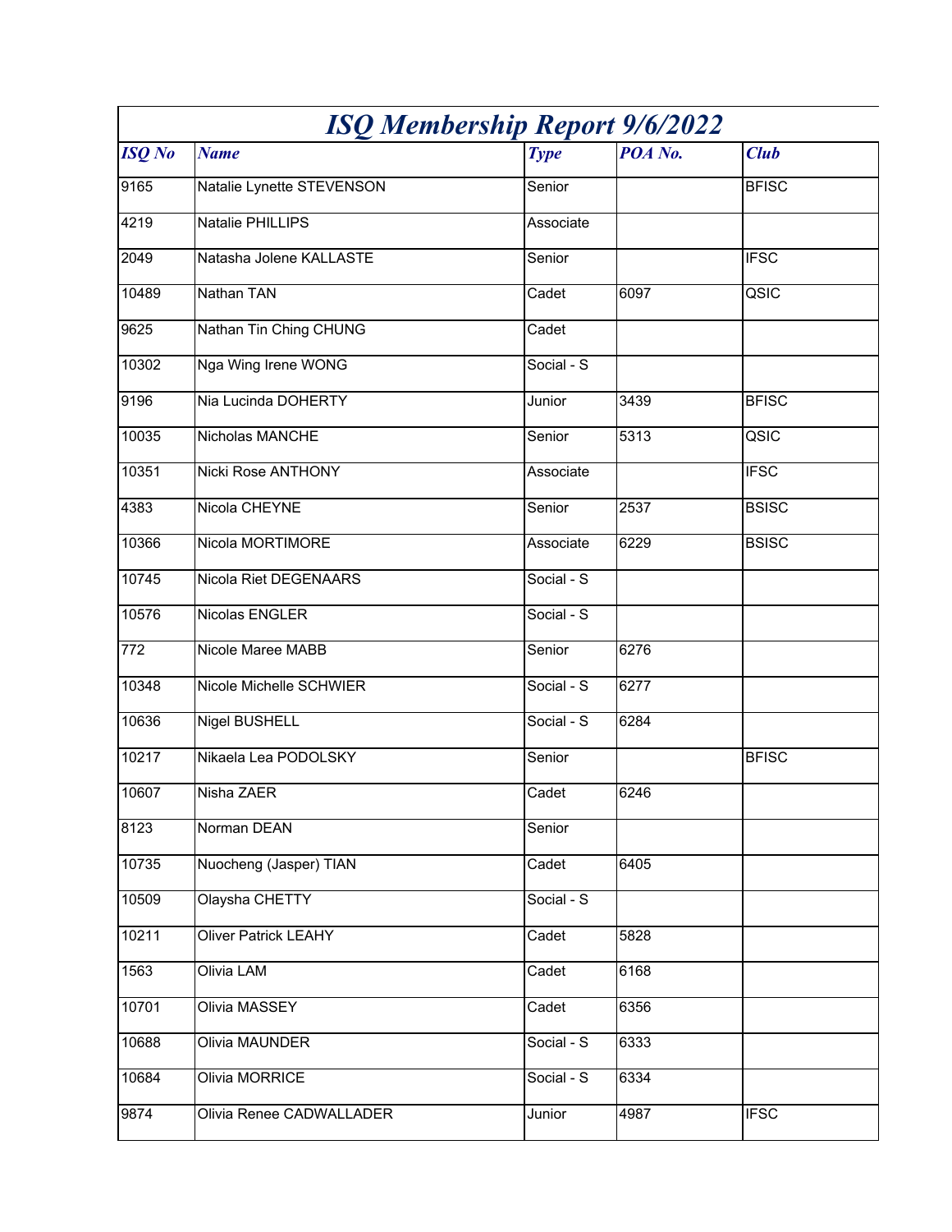# ISQ Membership Report 9/6/2022

| ISQ No | Name | Type | POA No. | Club |
|---|---|---|---|---|
| 9165 | Natalie Lynette STEVENSON | Senior | | BFISC |
| 4219 | Natalie PHILLIPS | Associate | | |
| 2049 | Natasha Jolene KALLASTE | Senior | | IFSC |
| 10489 | Nathan TAN | Cadet | 6097 | QSIC |
| 9625 | Nathan Tin Ching CHUNG | Cadet | | |
| 10302 | Nga Wing Irene WONG | Social - S | | |
| 9196 | Nia Lucinda DOHERTY | Junior | 3439 | BFISC |
| 10035 | Nicholas MANCHE | Senior | 5313 | QSIC |
| 10351 | Nicki Rose ANTHONY | Associate | | IFSC |
| 4383 | Nicola CHEYNE | Senior | 2537 | BSISC |
| 10366 | Nicola MORTIMORE | Associate | 6229 | BSISC |
| 10745 | Nicola Riet DEGENAARS | Social - S | | |
| 10576 | Nicolas ENGLER | Social - S | | |
| 772 | Nicole Maree MABB | Senior | 6276 | |
| 10348 | Nicole Michelle SCHWIER | Social - S | 6277 | |
| 10636 | Nigel BUSHELL | Social - S | 6284 | |
| 10217 | Nikaela Lea PODOLSKY | Senior | | BFISC |
| 10607 | Nisha ZAER | Cadet | 6246 | |
| 8123 | Norman DEAN | Senior | | |
| 10735 | Nuocheng (Jasper) TIAN | Cadet | 6405 | |
| 10509 | Olaysha CHETTY | Social - S | | |
| 10211 | Oliver Patrick LEAHY | Cadet | 5828 | |
| 1563 | Olivia LAM | Cadet | 6168 | |
| 10701 | Olivia MASSEY | Cadet | 6356 | |
| 10688 | Olivia MAUNDER | Social - S | 6333 | |
| 10684 | Olivia MORRICE | Social - S | 6334 | |
| 9874 | Olivia Renee CADWALLADER | Junior | 4987 | IFSC |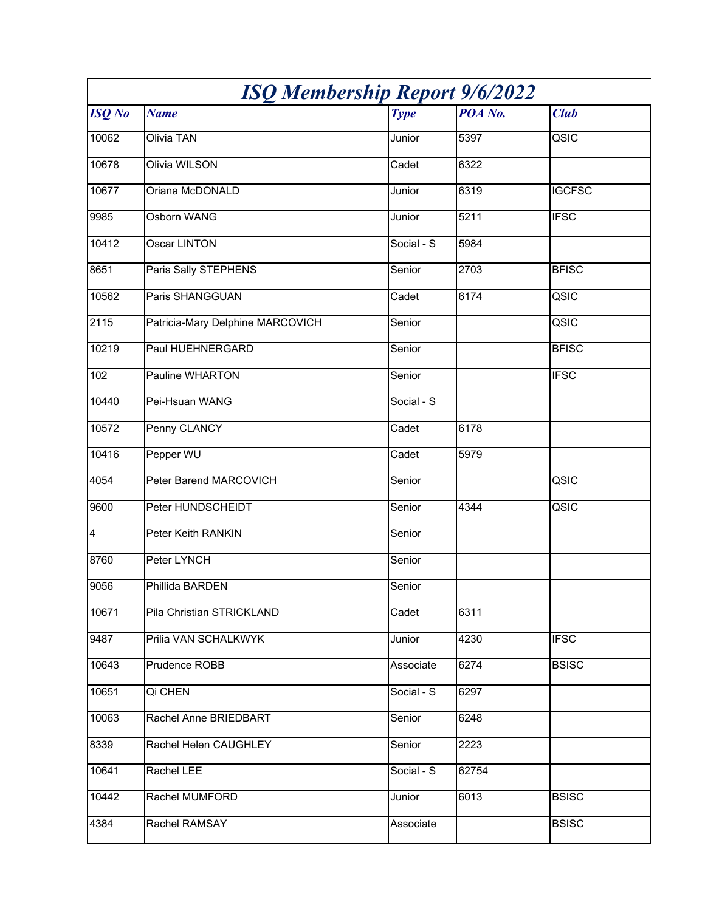# *ISQ Membership Report 9/6/2022*

| *ISQ No* | *Name* | *Type* | *POA No.* | *Club* |
|---|---|---|---|---|
| 10062 | Olivia TAN | Junior | 5397 | QSIC |
| 10678 | Olivia WILSON | Cadet | 6322 | |
| 10677 | Oriana McDONALD | Junior | 6319 | IGCFSC |
| 9985 | Osborn WANG | Junior | 5211 | IFSC |
| 10412 | Oscar LINTON | Social - S | 5984 | |
| 8651 | Paris Sally STEPHENS | Senior | 2703 | BFISC |
| 10562 | Paris SHANGGUAN | Cadet | 6174 | QSIC |
| 2115 | Patricia-Mary Delphine MARCOVICH | Senior | | QSIC |
| 10219 | Paul HUEHNERGARD | Senior | | BFISC |
| 102 | Pauline WHARTON | Senior | | IFSC |
| 10440 | Pei-Hsuan WANG | Social - S | | |
| 10572 | Penny CLANCY | Cadet | 6178 | |
| 10416 | Pepper WU | Cadet | 5979 | |
| 4054 | Peter Barend MARCOVICH | Senior | | QSIC |
| 9600 | Peter HUNDSCHEIDT | Senior | 4344 | QSIC |
| 4 | Peter Keith RANKIN | Senior | | |
| 8760 | Peter LYNCH | Senior | | |
| 9056 | Phillida BARDEN | Senior | | |
| 10671 | Pila Christian STRICKLAND | Cadet | 6311 | |
| 9487 | Prilia VAN SCHALKWYK | Junior | 4230 | IFSC |
| 10643 | Prudence ROBB | Associate | 6274 | BSISC |
| 10651 | Qi CHEN | Social - S | 6297 | |
| 10063 | Rachel Anne BRIEDBART | Senior | 6248 | |
| 8339 | Rachel Helen CAUGHLEY | Senior | 2223 | |
| 10641 | Rachel LEE | Social - S | 62754 | |
| 10442 | Rachel MUMFORD | Junior | 6013 | BSISC |
| 4384 | Rachel RAMSAY | Associate | | BSISC |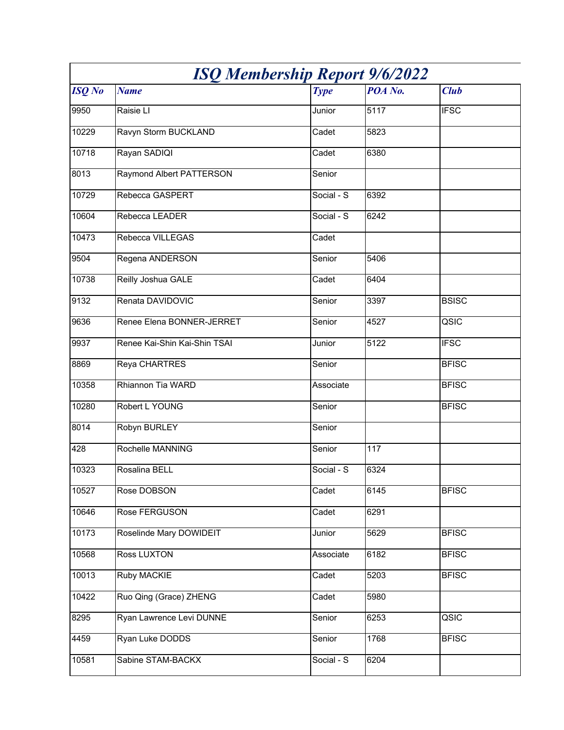# ISQ Membership Report 9/6/2022

| ISQ No | Name | Type | POA No. | Club |
|---|---|---|---|---|
| 9950 | Raisie LI | Junior | 5117 | IFSC |
| 10229 | Ravyn Storm BUCKLAND | Cadet | 5823 | |
| 10718 | Rayan SADIQI | Cadet | 6380 | |
| 8013 | Raymond Albert PATTERSON | Senior | | |
| 10729 | Rebecca GASPERT | Social - S | 6392 | |
| 10604 | Rebecca LEADER | Social - S | 6242 | |
| 10473 | Rebecca VILLEGAS | Cadet | | |
| 9504 | Regena ANDERSON | Senior | 5406 | |
| 10738 | Reilly Joshua GALE | Cadet | 6404 | |
| 9132 | Renata DAVIDOVIC | Senior | 3397 | BSISC |
| 9636 | Renee Elena BONNER-JERRET | Senior | 4527 | QSIC |
| 9937 | Renee Kai-Shin Kai-Shin TSAI | Junior | 5122 | IFSC |
| 8869 | Reya CHARTRES | Senior | | BFISC |
| 10358 | Rhiannon Tia WARD | Associate | | BFISC |
| 10280 | Robert L YOUNG | Senior | | BFISC |
| 8014 | Robyn BURLEY | Senior | | |
| 428 | Rochelle MANNING | Senior | 117 | |
| 10323 | Rosalina BELL | Social - S | 6324 | |
| 10527 | Rose DOBSON | Cadet | 6145 | BFISC |
| 10646 | Rose FERGUSON | Cadet | 6291 | |
| 10173 | Roselinde Mary DOWIDEIT | Junior | 5629 | BFISC |
| 10568 | Ross LUXTON | Associate | 6182 | BFISC |
| 10013 | Ruby MACKIE | Cadet | 5203 | BFISC |
| 10422 | Ruo Qing (Grace) ZHENG | Cadet | 5980 | |
| 8295 | Ryan Lawrence Levi DUNNE | Senior | 6253 | QSIC |
| 4459 | Ryan Luke DODDS | Senior | 1768 | BFISC |
| 10581 | Sabine STAM-BACKX | Social - S | 6204 | |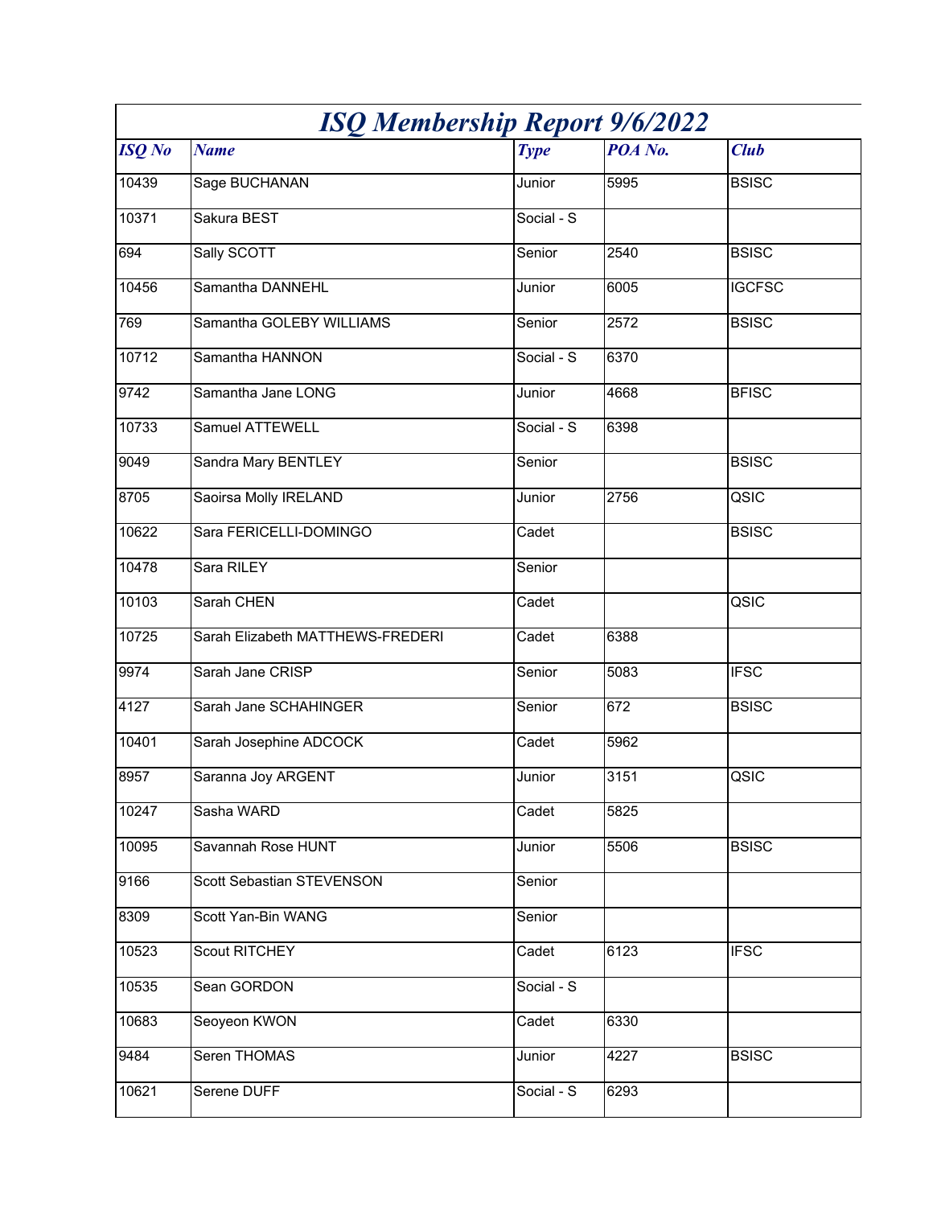# *ISQ Membership Report 9/6/2022*

| *ISQ No* | *Name* | *Type* | *POA No.* | *Club* |
|---|---|---|---|---|
| 10439 | Sage BUCHANAN | Junior | 5995 | BSISC |
| 10371 | Sakura BEST | Social - S | | |
| 694 | Sally SCOTT | Senior | 2540 | BSISC |
| 10456 | Samantha DANNEHL | Junior | 6005 | IGCFSC |
| 769 | Samantha GOLEBY WILLIAMS | Senior | 2572 | BSISC |
| 10712 | Samantha HANNON | Social - S | 6370 | |
| 9742 | Samantha Jane LONG | Junior | 4668 | BFISC |
| 10733 | Samuel ATTEWELL | Social - S | 6398 | |
| 9049 | Sandra Mary BENTLEY | Senior | | BSISC |
| 8705 | Saoirsa Molly IRELAND | Junior | 2756 | QSIC |
| 10622 | Sara FERICELLI-DOMINGO | Cadet | | BSISC |
| 10478 | Sara RILEY | Senior | | |
| 10103 | Sarah CHEN | Cadet | | QSIC |
| 10725 | Sarah Elizabeth MATTHEWS-FREDERI | Cadet | 6388 | |
| 9974 | Sarah Jane CRISP | Senior | 5083 | IFSC |
| 4127 | Sarah Jane SCHAHINGER | Senior | 672 | BSISC |
| 10401 | Sarah Josephine ADCOCK | Cadet | 5962 | |
| 8957 | Saranna Joy ARGENT | Junior | 3151 | QSIC |
| 10247 | Sasha WARD | Cadet | 5825 | |
| 10095 | Savannah Rose HUNT | Junior | 5506 | BSISC |
| 9166 | Scott Sebastian STEVENSON | Senior | | |
| 8309 | Scott Yan-Bin WANG | Senior | | |
| 10523 | Scout RITCHEY | Cadet | 6123 | IFSC |
| 10535 | Sean GORDON | Social - S | | |
| 10683 | Seoyeon KWON | Cadet | 6330 | |
| 9484 | Seren THOMAS | Junior | 4227 | BSISC |
| 10621 | Serene DUFF | Social - S | 6293 | |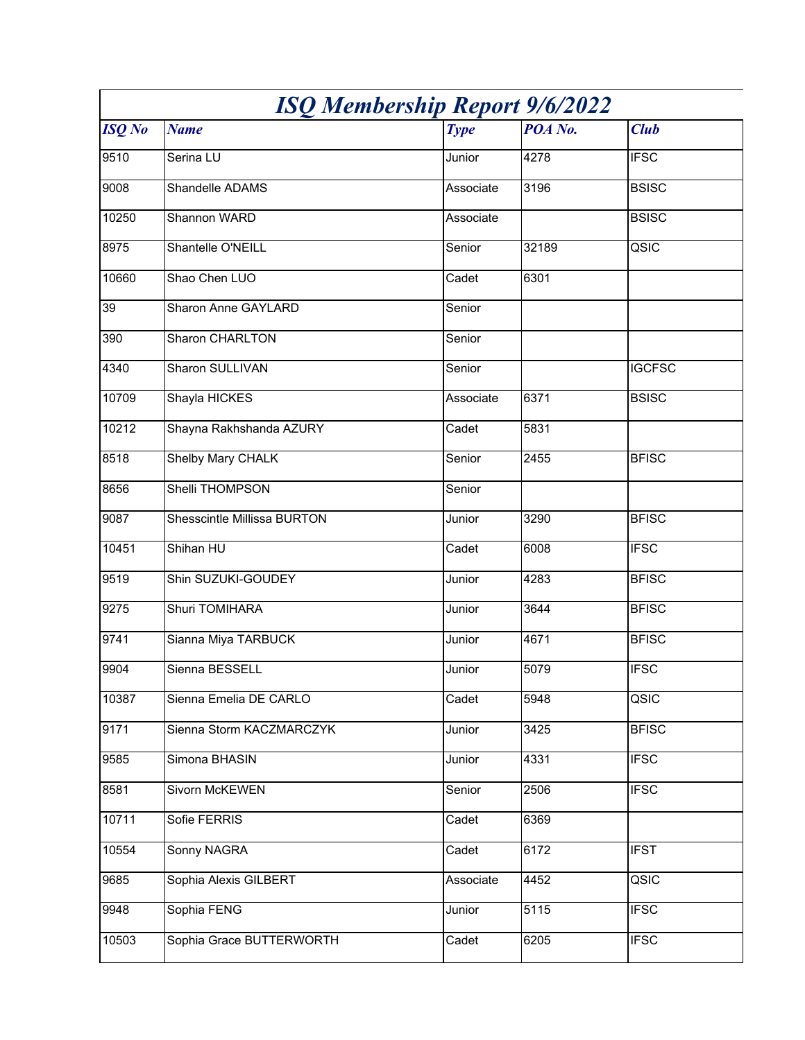# ISQ Membership Report 9/6/2022

| ISQ No | Name | Type | POA No. | Club |
|---|---|---|---|---|
| 9510 | Serina LU | Junior | 4278 | IFSC |
| 9008 | Shandelle ADAMS | Associate | 3196 | BSISC |
| 10250 | Shannon WARD | Associate | | BSISC |
| 8975 | Shantelle O'NEILL | Senior | 32189 | QSIC |
| 10660 | Shao Chen LUO | Cadet | 6301 | |
| 39 | Sharon Anne GAYLARD | Senior | | |
| 390 | Sharon CHARLTON | Senior | | |
| 4340 | Sharon SULLIVAN | Senior | | IGCFSC |
| 10709 | Shayla HICKES | Associate | 6371 | BSISC |
| 10212 | Shayna Rakhshanda AZURY | Cadet | 5831 | |
| 8518 | Shelby Mary CHALK | Senior | 2455 | BFISC |
| 8656 | Shelli THOMPSON | Senior | | |
| 9087 | Shesscintle Millissa BURTON | Junior | 3290 | BFISC |
| 10451 | Shihan HU | Cadet | 6008 | IFSC |
| 9519 | Shin SUZUKI-GOUDEY | Junior | 4283 | BFISC |
| 9275 | Shuri TOMIHARA | Junior | 3644 | BFISC |
| 9741 | Sianna Miya TARBUCK | Junior | 4671 | BFISC |
| 9904 | Sienna BESSELL | Junior | 5079 | IFSC |
| 10387 | Sienna Emelia DE CARLO | Cadet | 5948 | QSIC |
| 9171 | Sienna Storm KACZMARCZYK | Junior | 3425 | BFISC |
| 9585 | Simona BHASIN | Junior | 4331 | IFSC |
| 8581 | Sivorn McKEWEN | Senior | 2506 | IFSC |
| 10711 | Sofie FERRIS | Cadet | 6369 | |
| 10554 | Sonny NAGRA | Cadet | 6172 | IFST |
| 9685 | Sophia Alexis GILBERT | Associate | 4452 | QSIC |
| 9948 | Sophia FENG | Junior | 5115 | IFSC |
| 10503 | Sophia Grace BUTTERWORTH | Cadet | 6205 | IFSC |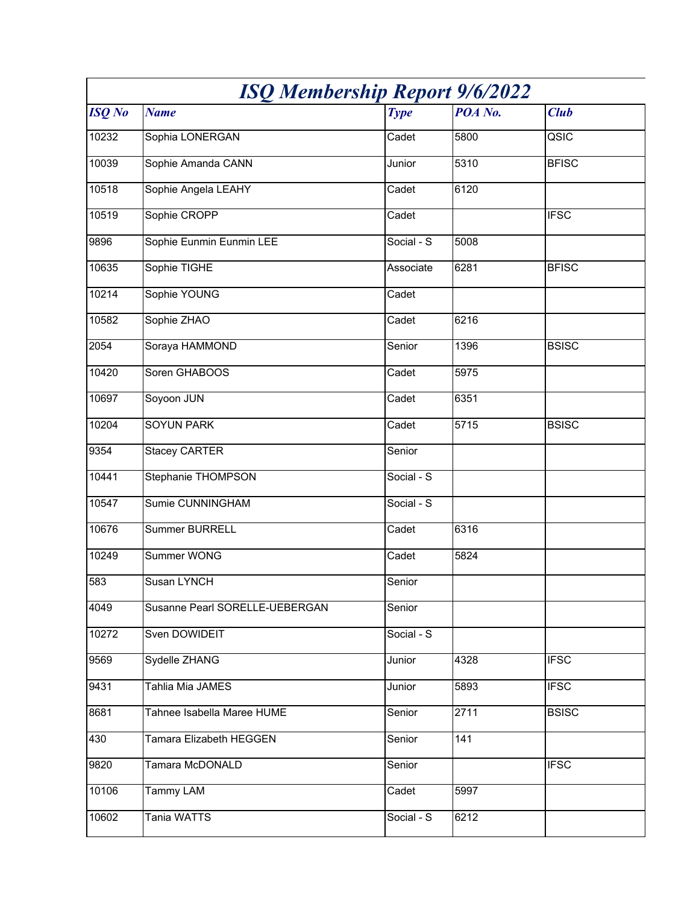# ISQ Membership Report 9/6/2022

| ISQ No | Name | Type | POA No. | Club |
|---|---|---|---|---|
| 10232 | Sophia LONERGAN | Cadet | 5800 | QSIC |
| 10039 | Sophie Amanda CANN | Junior | 5310 | BFISC |
| 10518 | Sophie Angela LEAHY | Cadet | 6120 | |
| 10519 | Sophie CROPP | Cadet | | IFSC |
| 9896 | Sophie Eunmin Eunmin LEE | Social - S | 5008 | |
| 10635 | Sophie TIGHE | Associate | 6281 | BFISC |
| 10214 | Sophie YOUNG | Cadet | | |
| 10582 | Sophie ZHAO | Cadet | 6216 | |
| 2054 | Soraya HAMMOND | Senior | 1396 | BSISC |
| 10420 | Soren GHABOOS | Cadet | 5975 | |
| 10697 | Soyoon JUN | Cadet | 6351 | |
| 10204 | SOYUN PARK | Cadet | 5715 | BSISC |
| 9354 | Stacey CARTER | Senior | | |
| 10441 | Stephanie THOMPSON | Social - S | | |
| 10547 | Sumie CUNNINGHAM | Social - S | | |
| 10676 | Summer BURRELL | Cadet | 6316 | |
| 10249 | Summer WONG | Cadet | 5824 | |
| 583 | Susan LYNCH | Senior | | |
| 4049 | Susanne Pearl SORELLE-UEBERGAN | Senior | | |
| 10272 | Sven DOWIDEIT | Social - S | | |
| 9569 | Sydelle ZHANG | Junior | 4328 | IFSC |
| 9431 | Tahlia Mia JAMES | Junior | 5893 | IFSC |
| 8681 | Tahnee Isabella Maree HUME | Senior | 2711 | BSISC |
| 430 | Tamara Elizabeth HEGGEN | Senior | 141 | |
| 9820 | Tamara McDONALD | Senior | | IFSC |
| 10106 | Tammy LAM | Cadet | 5997 | |
| 10602 | Tania WATTS | Social - S | 6212 | |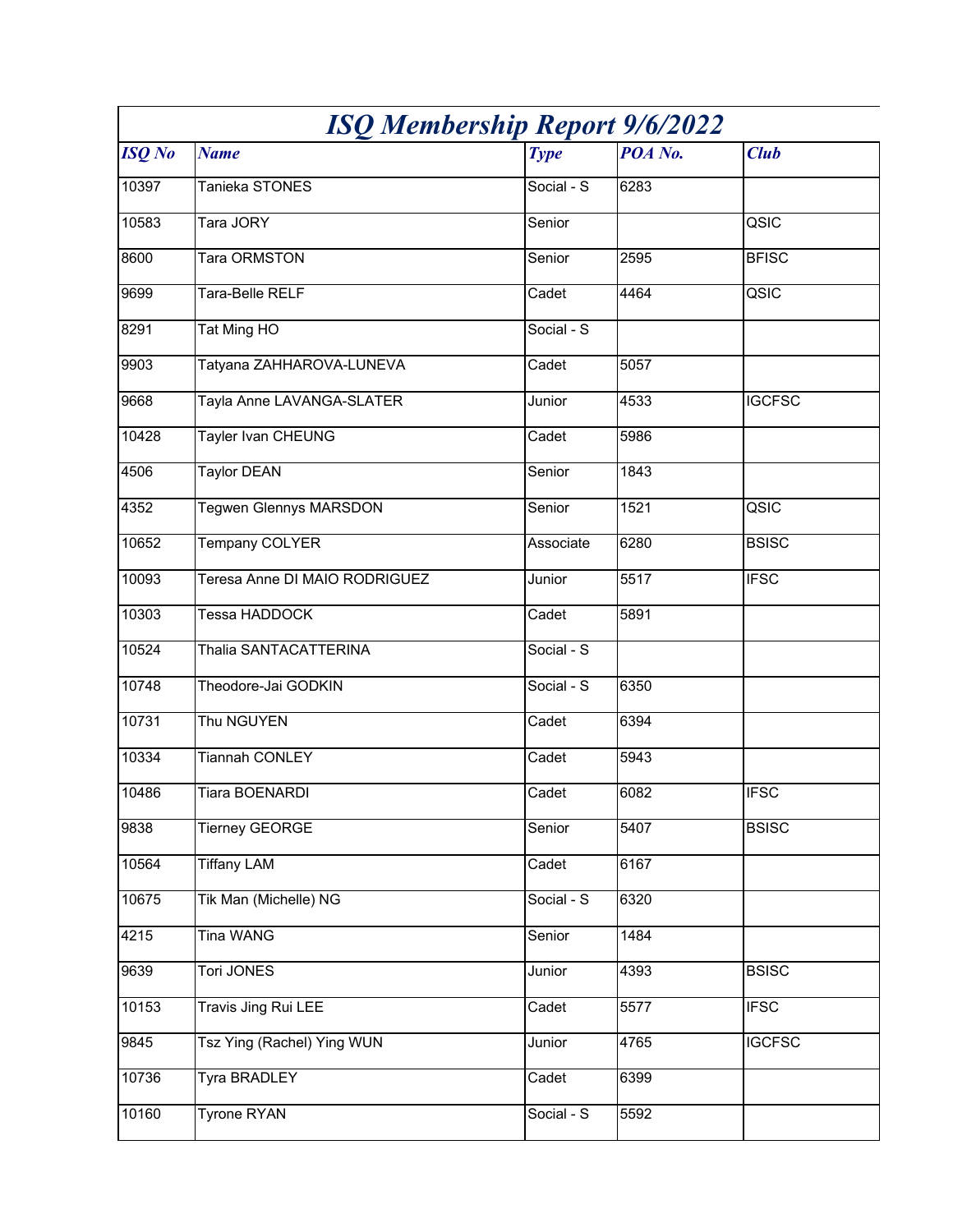# ISQ Membership Report 9/6/2022

| ISQ No | Name | Type | POA No. | Club |
| --- | --- | --- | --- | --- |
| 10397 | Tanieka STONES | Social - S | 6283 | |
| 10583 | Tara JORY | Senior | | QSIC |
| 8600 | Tara ORMSTON | Senior | 2595 | BFISC |
| 9699 | Tara-Belle RELF | Cadet | 4464 | QSIC |
| 8291 | Tat Ming HO | Social - S | | |
| 9903 | Tatyana ZAHHAROVA-LUNEVA | Cadet | 5057 | |
| 9668 | Tayla Anne LAVANGA-SLATER | Junior | 4533 | IGCFSC |
| 10428 | Tayler Ivan CHEUNG | Cadet | 5986 | |
| 4506 | Taylor DEAN | Senior | 1843 | |
| 4352 | Tegwen Glennys MARSDON | Senior | 1521 | QSIC |
| 10652 | Tempany COLYER | Associate | 6280 | BSISC |
| 10093 | Teresa Anne DI MAIO RODRIGUEZ | Junior | 5517 | IFSC |
| 10303 | Tessa HADDOCK | Cadet | 5891 | |
| 10524 | Thalia SANTACATTERINA | Social - S | | |
| 10748 | Theodore-Jai GODKIN | Social - S | 6350 | |
| 10731 | Thu NGUYEN | Cadet | 6394 | |
| 10334 | Tiannah CONLEY | Cadet | 5943 | |
| 10486 | Tiara BOENARDI | Cadet | 6082 | IFSC |
| 9838 | Tierney GEORGE | Senior | 5407 | BSISC |
| 10564 | Tiffany LAM | Cadet | 6167 | |
| 10675 | Tik Man (Michelle) NG | Social - S | 6320 | |
| 4215 | Tina WANG | Senior | 1484 | |
| 9639 | Tori JONES | Junior | 4393 | BSISC |
| 10153 | Travis Jing Rui LEE | Cadet | 5577 | IFSC |
| 9845 | Tsz Ying (Rachel) Ying WUN | Junior | 4765 | IGCFSC |
| 10736 | Tyra BRADLEY | Cadet | 6399 | |
| 10160 | Tyrone RYAN | Social - S | 5592 | |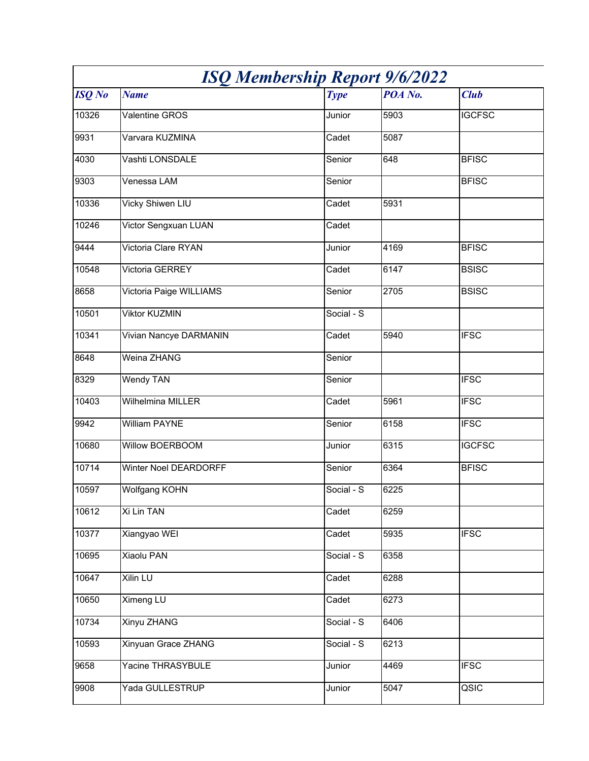# ISQ Membership Report 9/6/2022

| ISQ No | Name | Type | POA No. | Club |
|---|---|---|---|---|
| 10326 | Valentine GROS | Junior | 5903 | IGCFSC |
| 9931 | Varvara KUZMINA | Cadet | 5087 | |
| 4030 | Vashti LONSDALE | Senior | 648 | BFISC |
| 9303 | Venessa LAM | Senior | | BFISC |
| 10336 | Vicky Shiwen LIU | Cadet | 5931 | |
| 10246 | Victor Sengxuan LUAN | Cadet | | |
| 9444 | Victoria Clare RYAN | Junior | 4169 | BFISC |
| 10548 | Victoria GERREY | Cadet | 6147 | BSISC |
| 8658 | Victoria Paige WILLIAMS | Senior | 2705 | BSISC |
| 10501 | Viktor KUZMIN | Social - S | | |
| 10341 | Vivian Nancye DARMANIN | Cadet | 5940 | IFSC |
| 8648 | Weina ZHANG | Senior | | |
| 8329 | Wendy TAN | Senior | | IFSC |
| 10403 | Wilhelmina MILLER | Cadet | 5961 | IFSC |
| 9942 | William PAYNE | Senior | 6158 | IFSC |
| 10680 | Willow BOERBOOM | Junior | 6315 | IGCFSC |
| 10714 | Winter Noel DEARDORFF | Senior | 6364 | BFISC |
| 10597 | Wolfgang KOHN | Social - S | 6225 | |
| 10612 | Xi Lin TAN | Cadet | 6259 | |
| 10377 | Xiangyao WEI | Cadet | 5935 | IFSC |
| 10695 | Xiaolu PAN | Social - S | 6358 | |
| 10647 | Xilin LU | Cadet | 6288 | |
| 10650 | Ximeng LU | Cadet | 6273 | |
| 10734 | Xinyu ZHANG | Social - S | 6406 | |
| 10593 | Xinyuan Grace ZHANG | Social - S | 6213 | |
| 9658 | Yacine THRASYBULE | Junior | 4469 | IFSC |
| 9908 | Yada GULLESTRUP | Junior | 5047 | QSIC |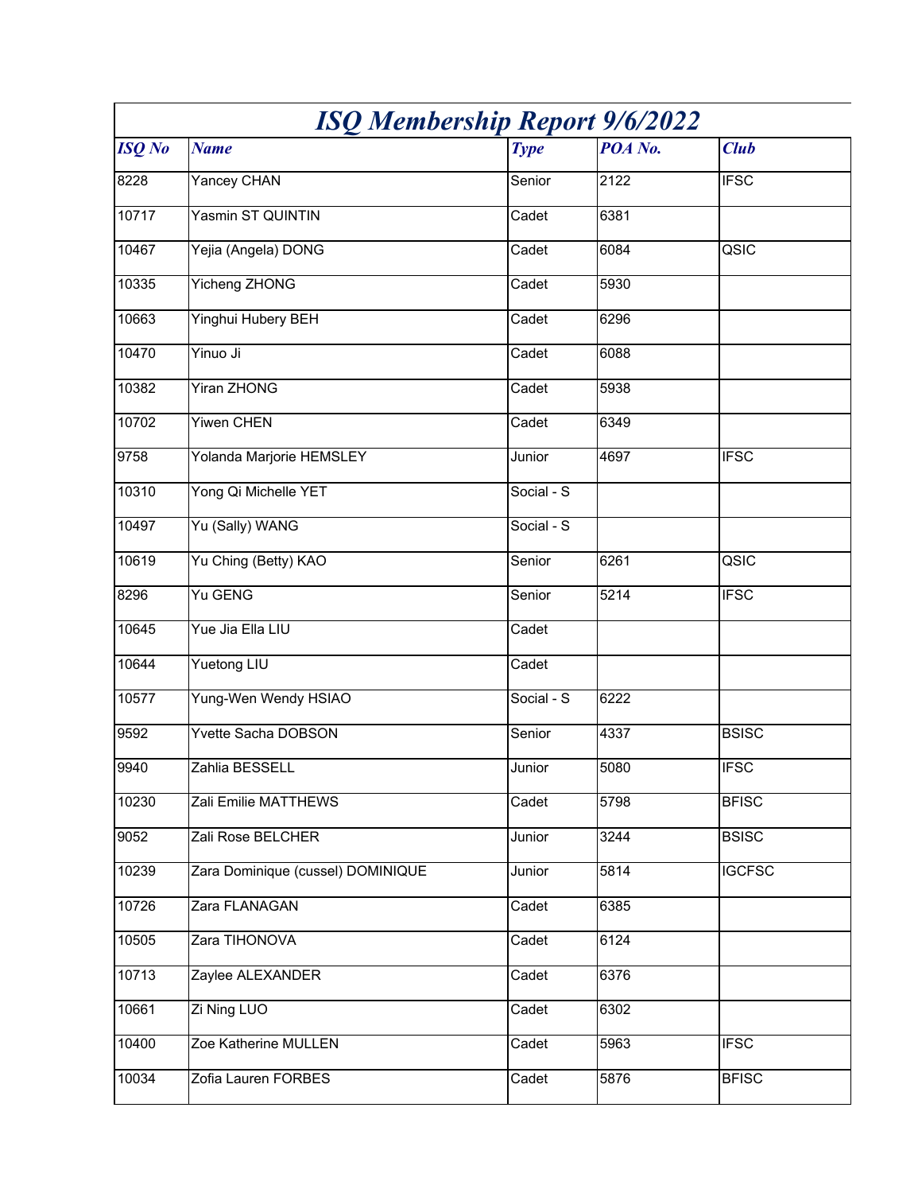# ISQ Membership Report 9/6/2022

| ISQ No | Name | Type | POA No. | Club |
|---|---|---|---|---|
| 8228 | Yancey CHAN | Senior | 2122 | IFSC |
| 10717 | Yasmin ST QUINTIN | Cadet | 6381 | |
| 10467 | Yejia (Angela) DONG | Cadet | 6084 | QSIC |
| 10335 | Yicheng ZHONG | Cadet | 5930 | |
| 10663 | Yinghui Hubery BEH | Cadet | 6296 | |
| 10470 | Yinuo Ji | Cadet | 6088 | |
| 10382 | Yiran ZHONG | Cadet | 5938 | |
| 10702 | Yiwen CHEN | Cadet | 6349 | |
| 9758 | Yolanda Marjorie HEMSLEY | Junior | 4697 | IFSC |
| 10310 | Yong Qi Michelle YET | Social - S | | |
| 10497 | Yu (Sally) WANG | Social - S | | |
| 10619 | Yu Ching (Betty) KAO | Senior | 6261 | QSIC |
| 8296 | Yu GENG | Senior | 5214 | IFSC |
| 10645 | Yue Jia Ella LIU | Cadet | | |
| 10644 | Yuetong LIU | Cadet | | |
| 10577 | Yung-Wen Wendy HSIAO | Social - S | 6222 | |
| 9592 | Yvette Sacha DOBSON | Senior | 4337 | BSISC |
| 9940 | Zahlia BESSELL | Junior | 5080 | IFSC |
| 10230 | Zali Emilie MATTHEWS | Cadet | 5798 | BFISC |
| 9052 | Zali Rose BELCHER | Junior | 3244 | BSISC |
| 10239 | Zara Dominique (cussel) DOMINIQUE | Junior | 5814 | IGCFSC |
| 10726 | Zara FLANAGAN | Cadet | 6385 | |
| 10505 | Zara TIHONOVA | Cadet | 6124 | |
| 10713 | Zaylee ALEXANDER | Cadet | 6376 | |
| 10661 | Zi Ning LUO | Cadet | 6302 | |
| 10400 | Zoe Katherine MULLEN | Cadet | 5963 | IFSC |
| 10034 | Zofia Lauren FORBES | Cadet | 5876 | BFISC |